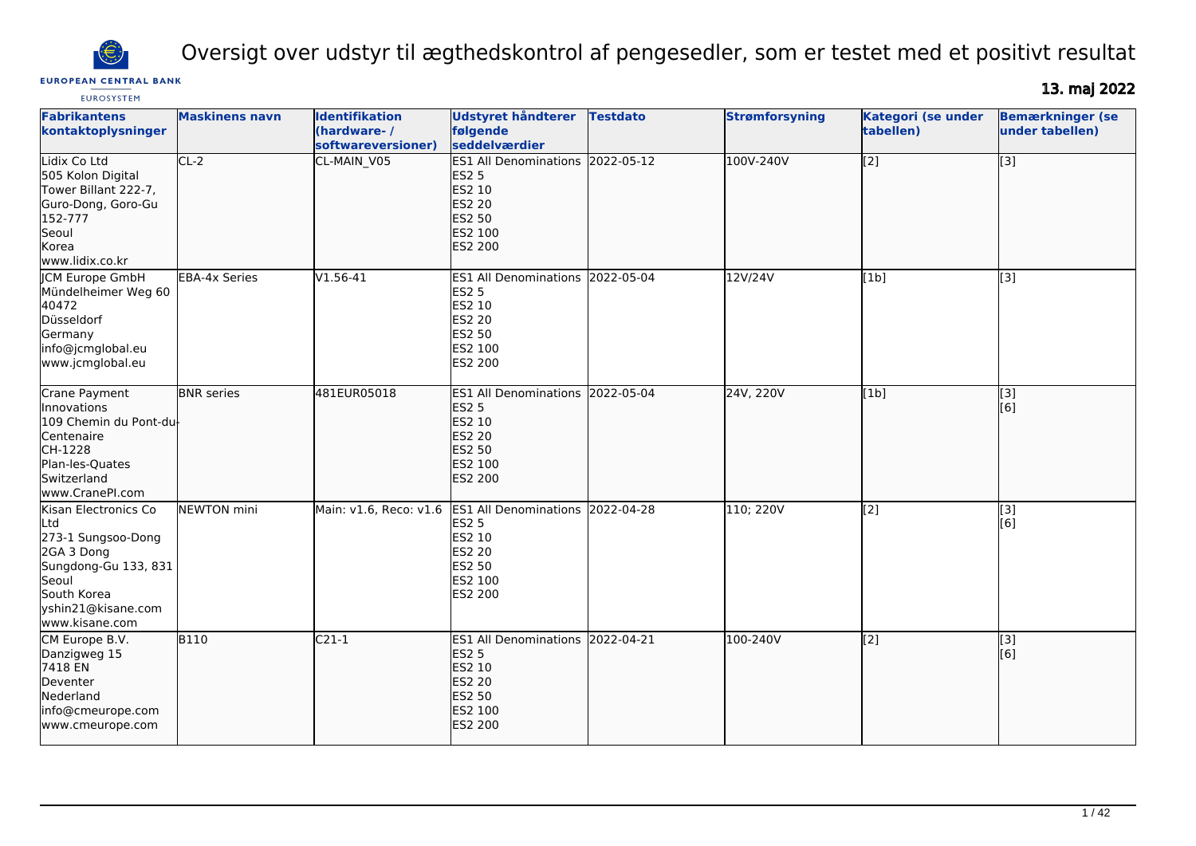# Oversigt over udstyr til ægthedskontrol af pengesedler, som er testet med et positivt resultat

EUROPEAN CENTRAL BANK
EUROSYSTEM

**13. maj 2022**

| Fabrikantens kontaktoplysninger | Maskinens navn | Identifikation (hardware- / softwareversioner) | Udstyret håndterer følgende seddelværdier | Testdato | Strømforsyning | Kategori (se under tabellen) | Bemærkninger (se under tabellen) |
|---|---|---|---|---|---|---|---|
| Lidix Co Ltd<br>505 Kolon Digital Tower Billant 222-7, Guro-Dong, Goro-Gu<br>152-777<br>Seoul<br>Korea<br>www.lidix.co.kr | CL-2 | CL-MAIN_V05 | ES1 All Denominations<br>ES2 5<br>ES2 10<br>ES2 20<br>ES2 50<br>ES2 100<br>ES2 200 | 2022-05-12 | 100V-240V | [2] | [3] |
| JCM Europe GmbH<br>Mündelheimer Weg 60<br>40472<br>Düsseldorf<br>Germany<br>info@jcmglobal.eu<br>www.jcmglobal.eu | EBA-4x Series | V1.56-41 | ES1 All Denominations<br>ES2 5<br>ES2 10<br>ES2 20<br>ES2 50<br>ES2 100<br>ES2 200 | 2022-05-04 | 12V/24V | [1b] | [3] |
| Crane Payment Innovations<br>109 Chemin du Pont-du-Centenaire<br>CH-1228<br>Plan-les-Quates<br>Switzerland<br>www.CranePI.com | BNR series | 481EUR05018 | ES1 All Denominations<br>ES2 5<br>ES2 10<br>ES2 20<br>ES2 50<br>ES2 100<br>ES2 200 | 2022-05-04 | 24V, 220V | [1b] | [3]<br>[6] |
| Kisan Electronics Co Ltd<br>273-1 Sungsoo-Dong 2GA 3 Dong<br>Sungdong-Gu 133, 831<br>Seoul<br>South Korea<br>yshin21@kisane.com<br>www.kisane.com | NEWTON mini | Main: v1.6, Reco: v1.6 | ES1 All Denominations<br>ES2 5<br>ES2 10<br>ES2 20<br>ES2 50<br>ES2 100<br>ES2 200 | 2022-04-28 | 110; 220V | [2] | [3]<br>[6] |
| CM Europe B.V.<br>Danzigweg 15<br>7418 EN<br>Deventer<br>Nederland<br>info@cmeurope.com<br>www.cmeurope.com | B110 | C21-1 | ES1 All Denominations<br>ES2 5<br>ES2 10<br>ES2 20<br>ES2 50<br>ES2 100<br>ES2 200 | 2022-04-21 | 100-240V | [2] | [3]<br>[6] |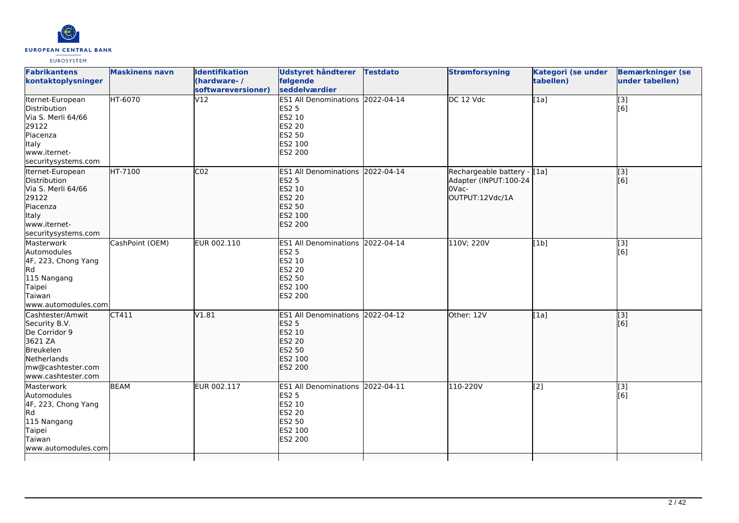| Fabrikantens kontaktoplysninger | Maskinens navn | Identifikation (hardware- / softwareversioner) | Udstyret håndterer følgende seddelværdier | Testdato | Strømforsyning | Kategori (se under tabellen) | Bemærkninger (se under tabellen) |
| --- | --- | --- | --- | --- | --- | --- | --- |
| Iternet-European Distribution<br>Via S. Merli 64/66<br>29122<br>Piacenza<br>Italy<br>www.iternet-securitysystems.com | HT-6070 | V12 | ES1 All Denominations<br>ES2 5<br>ES2 10<br>ES2 20<br>ES2 50<br>ES2 100<br>ES2 200 | 2022-04-14 | DC 12 Vdc | [1a] | [3]<br>[6] |
| Iternet-European Distribution<br>Via S. Merli 64/66<br>29122<br>Piacenza<br>Italy<br>www.iternet-securitysystems.com | HT-7100 | C02 | ES1 All Denominations<br>ES2 5<br>ES2 10<br>ES2 20<br>ES2 50<br>ES2 100<br>ES2 200 | 2022-04-14 | Rechargeable battery - Adapter (INPUT:100-240Vac-OUTPUT:12Vdc/1A | [1a] | [3]<br>[6] |
| Masterwork Automodules<br>4F, 223, Chong Yang Rd<br>115 Nangang<br>Taipei<br>Taiwan<br>www.automodules.com | CashPoint (OEM) | EUR 002.110 | ES1 All Denominations<br>ES2 5<br>ES2 10<br>ES2 20<br>ES2 50<br>ES2 100<br>ES2 200 | 2022-04-14 | 110V; 220V | [1b] | [3]<br>[6] |
| Cashtester/Amwit Security B.V.<br>De Corridor 9<br>3621 ZA<br>Breukelen<br>Netherlands<br>mw@cashtester.com<br>www.cashtester.com | CT411 | V1.81 | ES1 All Denominations<br>ES2 5<br>ES2 10<br>ES2 20<br>ES2 50<br>ES2 100<br>ES2 200 | 2022-04-12 | Other: 12V | [1a] | [3]<br>[6] |
| Masterwork Automodules<br>4F, 223, Chong Yang Rd<br>115 Nangang<br>Taipei<br>Taiwan<br>www.automodules.com | BEAM | EUR 002.117 | ES1 All Denominations<br>ES2 5<br>ES2 10<br>ES2 20<br>ES2 50<br>ES2 100<br>ES2 200 | 2022-04-11 | 110-220V | [2] | [3]<br>[6] |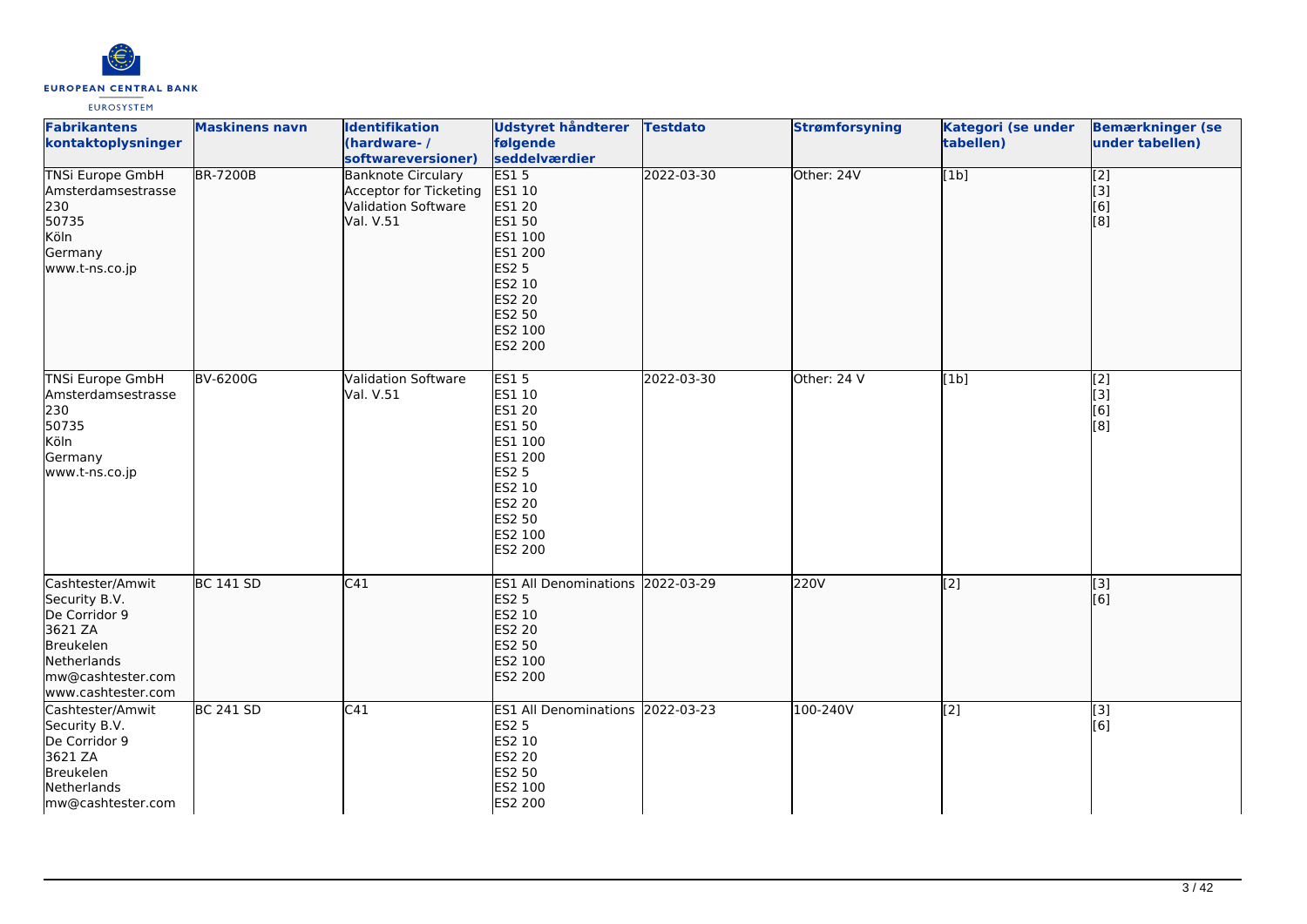| Fabrikantens kontaktoplysninger | Maskinens navn | Identifikation (hardware- / softwareversioner) | Udstyret håndterer følgende seddelværdier | Testdato | Strømforsyning | Kategori (se under tabellen) | Bemærkninger (se under tabellen) |
|---|---|---|---|---|---|---|---|
| TNSi Europe GmbH<br>Amsterdamsestrasse 230<br>50735<br>Köln<br>Germany<br>www.t-ns.co.jp | BR-7200B | Banknote Circulary Acceptor for Ticketing Validation Software Val. V.51 | ES1 5<br>ES1 10<br>ES1 20<br>ES1 50<br>ES1 100<br>ES1 200<br>ES2 5<br>ES2 10<br>ES2 20<br>ES2 50<br>ES2 100<br>ES2 200 | 2022-03-30 | Other: 24V | [1b] | [2]<br>[3]<br>[6]<br>[8] |
| TNSi Europe GmbH<br>Amsterdamsestrasse 230<br>50735<br>Köln<br>Germany<br>www.t-ns.co.jp | BV-6200G | Validation Software Val. V.51 | ES1 5<br>ES1 10<br>ES1 20<br>ES1 50<br>ES1 100<br>ES1 200<br>ES2 5<br>ES2 10<br>ES2 20<br>ES2 50<br>ES2 100<br>ES2 200 | 2022-03-30 | Other: 24 V | [1b] | [2]<br>[3]<br>[6]<br>[8] |
| Cashtester/Amwit Security B.V.<br>De Corridor 9<br>3621 ZA<br>Breukelen<br>Netherlands<br>mw@cashtester.com<br>www.cashtester.com | BC 141 SD | C41 | ES1 All Denominations<br>ES2 5<br>ES2 10<br>ES2 20<br>ES2 50<br>ES2 100<br>ES2 200 | 2022-03-29 | 220V | [2] | [3]<br>[6] |
| Cashtester/Amwit Security B.V.<br>De Corridor 9<br>3621 ZA<br>Breukelen<br>Netherlands<br>mw@cashtester.com | BC 241 SD | C41 | ES1 All Denominations<br>ES2 5<br>ES2 10<br>ES2 20<br>ES2 50<br>ES2 100<br>ES2 200 | 2022-03-23 | 100-240V | [2] | [3]<br>[6] |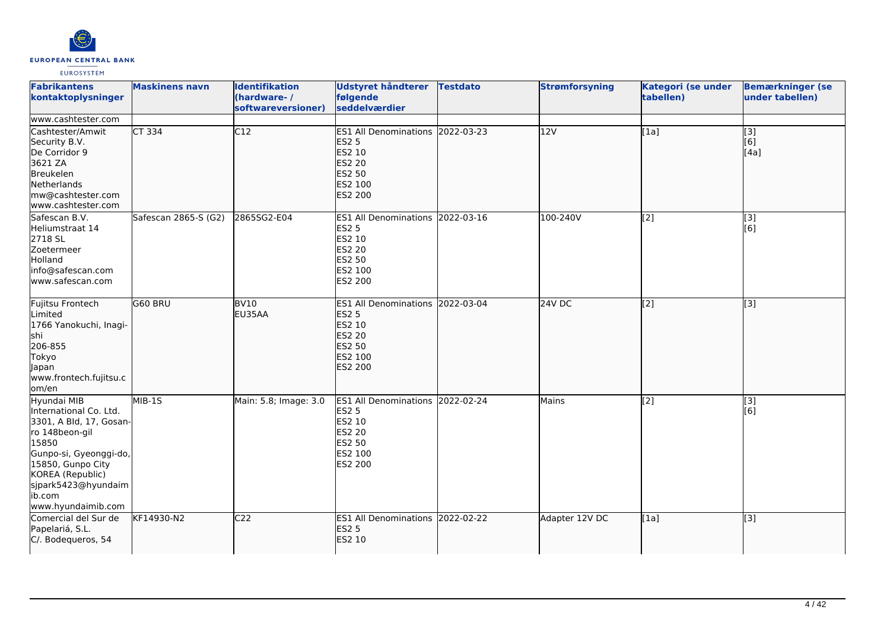| Fabrikantens kontaktoplysninger | Maskinens navn | Identifikation (hardware- / softwareversioner) | Udstyret håndterer følgende seddelværdier | Testdato | Strømforsyning | Kategori (se under tabellen) | Bemærkninger (se under tabellen) |
|---|---|---|---|---|---|---|---|
| www.cashtester.com | | | | | | | |
| Cashtester/Amwit Security B.V.<br>De Corridor 9<br>3621 ZA<br>Breukelen<br>Netherlands<br>mw@cashtester.com<br>www.cashtester.com | CT 334 | C12 | ES1 All Denominations<br>ES2 5<br>ES2 10<br>ES2 20<br>ES2 50<br>ES2 100<br>ES2 200 | 2022-03-23 | 12V | [1a] | [3]<br>[6]<br>[4a] |
| Safescan B.V.<br>Heliumstraat 14<br>2718 SL<br>Zoetermeer<br>Holland<br>info@safescan.com<br>www.safescan.com | Safescan 2865-S (G2) | 2865SG2-E04 | ES1 All Denominations<br>ES2 5<br>ES2 10<br>ES2 20<br>ES2 50<br>ES2 100<br>ES2 200 | 2022-03-16 | 100-240V | [2] | [3]<br>[6] |
| Fujitsu Frontech Limited<br>1766 Yanokuchi, Inagi-shi<br>206-855<br>Tokyo<br>Japan<br>www.frontech.fujitsu.com/en | G60 BRU | BV10<br>EU35AA | ES1 All Denominations<br>ES2 5<br>ES2 10<br>ES2 20<br>ES2 50<br>ES2 100<br>ES2 200 | 2022-03-04 | 24V DC | [2] | [3] |
| Hyundai MIB International Co. Ltd.<br>3301, A Bld, 17, Gosan-ro 148beon-gil<br>15850<br>Gunpo-si, Gyeonggi-do, 15850, Gunpo City<br>KOREA (Republic)<br>sjpark5423@hyundaimib.com<br>www.hyundaimib.com | MIB-1S | Main: 5.8; Image: 3.0 | ES1 All Denominations<br>ES2 5<br>ES2 10<br>ES2 20<br>ES2 50<br>ES2 100<br>ES2 200 | 2022-02-24 | Mains | [2] | [3]<br>[6] |
| Comercial del Sur de Papelariá, S.L.<br>C/. Bodequeros, 54 | KF14930-N2 | C22 | ES1 All Denominations<br>ES2 5<br>ES2 10 | 2022-02-22 | Adapter 12V DC | [1a] | [3] |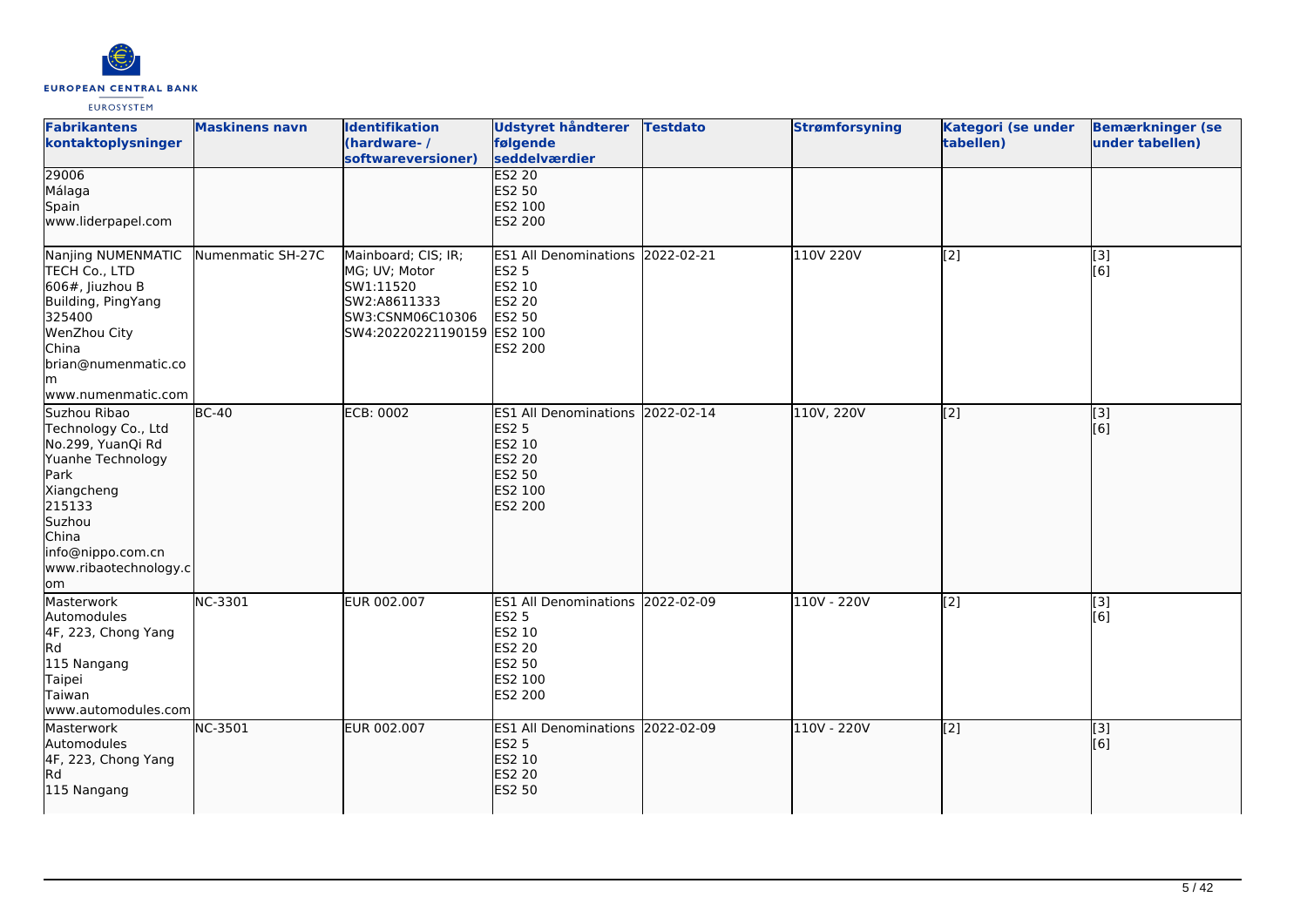| Fabrikantens kontaktoplysninger | Maskinens navn | Identifikation (hardware- / softwareversioner) | Udstyret håndterer følgende seddelværdier | Testdato | Strømforsyning | Kategori (se under tabellen) | Bemærkninger (se under tabellen) |
|---|---|---|---|---|---|---|---|
| 29006<br>Málaga<br>Spain<br>www.liderpapel.com | | | ES2 20<br>ES2 50<br>ES2 100<br>ES2 200 | | | | |
| Nanjing NUMENMATIC TECH Co., LTD<br>606#, Jiuzhou B Building, PingYang<br>325400<br>WenZhou City<br>China<br>brian@numenmatic.com<br>www.numenmatic.com | Numenmatic SH-27C | Mainboard; CIS; IR; MG; UV; Motor<br>SW1:11520<br>SW2:A8611333<br>SW3:CSNM06C10306<br>SW4:20220221190159 | ES1 All Denominations<br>ES2 5<br>ES2 10<br>ES2 20<br>ES2 50<br>ES2 100<br>ES2 200 | 2022-02-21 | 110V 220V | [2] | [3]<br>[6] |
| Suzhou Ribao Technology Co., Ltd<br>No.299, YuanQi Rd<br>Yuanhe Technology Park<br>Xiangcheng<br>215133<br>Suzhou<br>China<br>info@nippo.com.cn<br>www.ribaotechnology.com | BC-40 | ECB: 0002 | ES1 All Denominations<br>ES2 5<br>ES2 10<br>ES2 20<br>ES2 50<br>ES2 100<br>ES2 200 | 2022-02-14 | 110V, 220V | [2] | [3]<br>[6] |
| Masterwork Automodules<br>4F, 223, Chong Yang Rd<br>115 Nangang<br>Taipei<br>Taiwan<br>www.automodules.com | NC-3301 | EUR 002.007 | ES1 All Denominations<br>ES2 5<br>ES2 10<br>ES2 20<br>ES2 50<br>ES2 100<br>ES2 200 | 2022-02-09 | 110V - 220V | [2] | [3]<br>[6] |
| Masterwork Automodules<br>4F, 223, Chong Yang Rd<br>115 Nangang | NC-3501 | EUR 002.007 | ES1 All Denominations<br>ES2 5<br>ES2 10<br>ES2 20<br>ES2 50 | 2022-02-09 | 110V - 220V | [2] | [3]<br>[6] |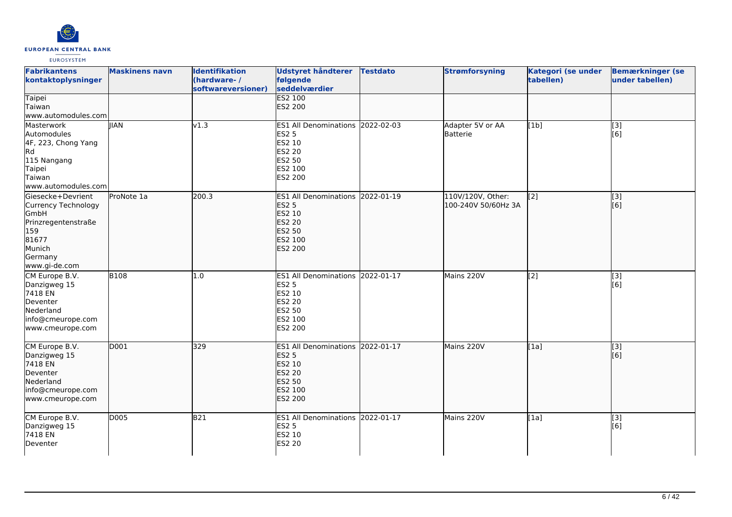| Fabrikantens kontaktoplysninger | Maskinens navn | Identifikation (hardware- / softwareversioner) | Udstyret håndterer følgende seddelværdier | Testdato | Strømforsyning | Kategori (se under tabellen) | Bemærkninger (se under tabellen) |
|---|---|---|---|---|---|---|---|
| Taipei<br>Taiwan<br>www.automodules.com | | | ES2 100<br>ES2 200 | | | | |
| Masterwork Automodules<br>4F, 223, Chong Yang Rd<br>115 Nangang<br>Taipei<br>Taiwan<br>www.automodules.com | JIAN | v1.3 | ES1 All Denominations<br>ES2 5<br>ES2 10<br>ES2 20<br>ES2 50<br>ES2 100<br>ES2 200 | 2022-02-03 | Adapter 5V or AA Batterie | [1b] | [3]<br>[6] |
| Giesecke+Devrient Currency Technology GmbH<br>Prinzregentenstraße 159<br>81677<br>Munich<br>Germany<br>www.gi-de.com | ProNote 1a | 200.3 | ES1 All Denominations<br>ES2 5<br>ES2 10<br>ES2 20<br>ES2 50<br>ES2 100<br>ES2 200 | 2022-01-19 | 110V/120V, Other: 100-240V 50/60Hz 3A | [2] | [3]<br>[6] |
| CM Europe B.V.<br>Danzigweg 15<br>7418 EN<br>Deventer<br>Nederland<br>info@cmeurope.com<br>www.cmeurope.com | B108 | 1.0 | ES1 All Denominations<br>ES2 5<br>ES2 10<br>ES2 20<br>ES2 50<br>ES2 100<br>ES2 200 | 2022-01-17 | Mains 220V | [2] | [3]<br>[6] |
| CM Europe B.V.<br>Danzigweg 15<br>7418 EN<br>Deventer<br>Nederland<br>info@cmeurope.com<br>www.cmeurope.com | D001 | 329 | ES1 All Denominations<br>ES2 5<br>ES2 10<br>ES2 20<br>ES2 50<br>ES2 100<br>ES2 200 | 2022-01-17 | Mains 220V | [1a] | [3]<br>[6] |
| CM Europe B.V.<br>Danzigweg 15<br>7418 EN<br>Deventer | D005 | B21 | ES1 All Denominations<br>ES2 5<br>ES2 10<br>ES2 20 | 2022-01-17 | Mains 220V | [1a] | [3]<br>[6] |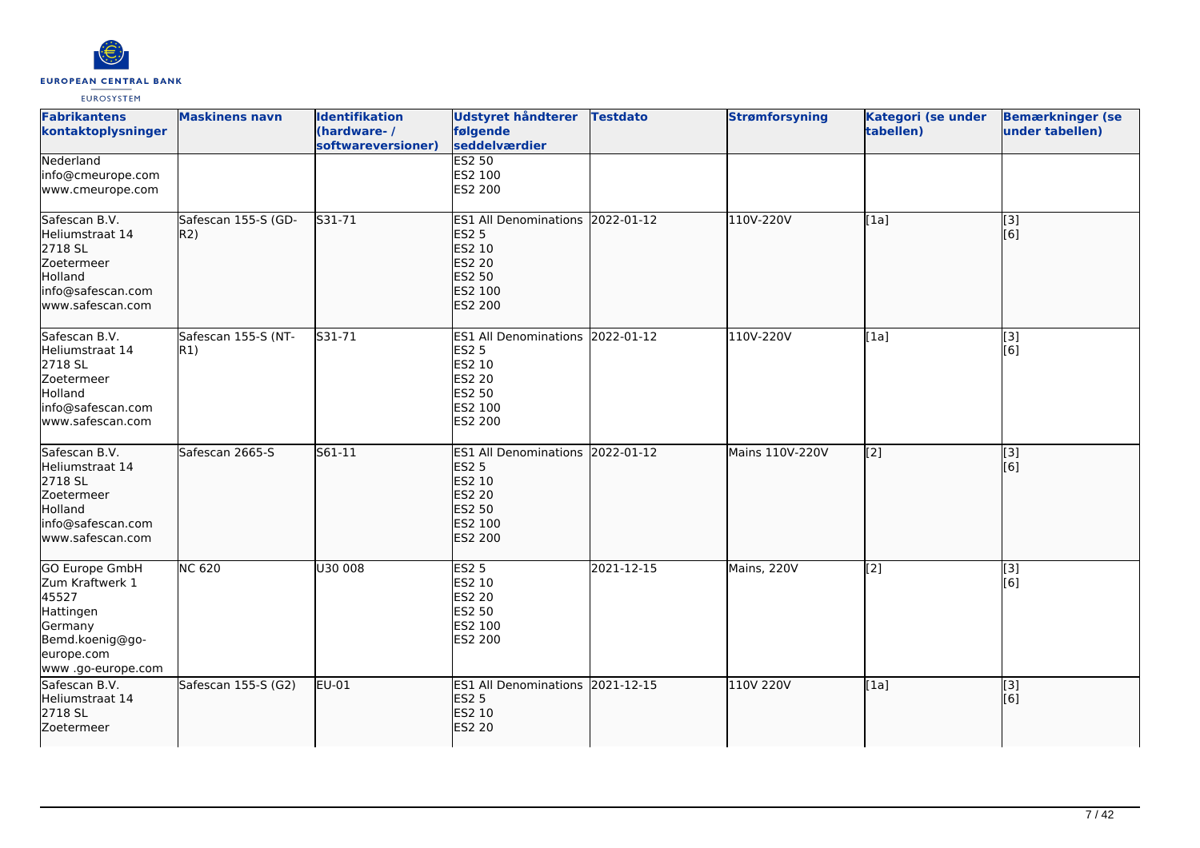| Fabrikantens kontaktoplysninger | Maskinens navn | Identifikation (hardware- / softwareversioner) | Udstyret håndterer følgende seddelværdier | Testdato | Strømforsyning | Kategori (se under tabellen) | Bemærkninger (se under tabellen) |
|---|---|---|---|---|---|---|---|
| Nederland<br>info@cmeurope.com<br>www.cmeurope.com | | | ES2 50<br>ES2 100<br>ES2 200 | | | | |
| Safescan B.V.<br>Heliumstraat 14<br>2718 SL<br>Zoetermeer<br>Holland<br>info@safescan.com<br>www.safescan.com | Safescan 155-S (GD-R2) | S31-71 | ES1 All Denominations<br>ES2 5<br>ES2 10<br>ES2 20<br>ES2 50<br>ES2 100<br>ES2 200 | 2022-01-12 | 110V-220V | [1a] | [3]<br>[6] |
| Safescan B.V.<br>Heliumstraat 14<br>2718 SL<br>Zoetermeer<br>Holland<br>info@safescan.com<br>www.safescan.com | Safescan 155-S (NT-R1) | S31-71 | ES1 All Denominations<br>ES2 5<br>ES2 10<br>ES2 20<br>ES2 50<br>ES2 100<br>ES2 200 | 2022-01-12 | 110V-220V | [1a] | [3]<br>[6] |
| Safescan B.V.<br>Heliumstraat 14<br>2718 SL<br>Zoetermeer<br>Holland<br>info@safescan.com<br>www.safescan.com | Safescan 2665-S | S61-11 | ES1 All Denominations<br>ES2 5<br>ES2 10<br>ES2 20<br>ES2 50<br>ES2 100<br>ES2 200 | 2022-01-12 | Mains 110V-220V | [2] | [3]<br>[6] |
| GO Europe GmbH<br>Zum Kraftwerk 1<br>45527<br>Hattingen<br>Germany<br>Bemd.koenig@go-europe.com<br>www .go-europe.com | NC 620 | U30 008 | ES2 5<br>ES2 10<br>ES2 20<br>ES2 50<br>ES2 100<br>ES2 200 | 2021-12-15 | Mains, 220V | [2] | [3]<br>[6] |
| Safescan B.V.<br>Heliumstraat 14<br>2718 SL<br>Zoetermeer | Safescan 155-S (G2) | EU-01 | ES1 All Denominations<br>ES2 5<br>ES2 10<br>ES2 20 | 2021-12-15 | 110V 220V | [1a] | [3]<br>[6] |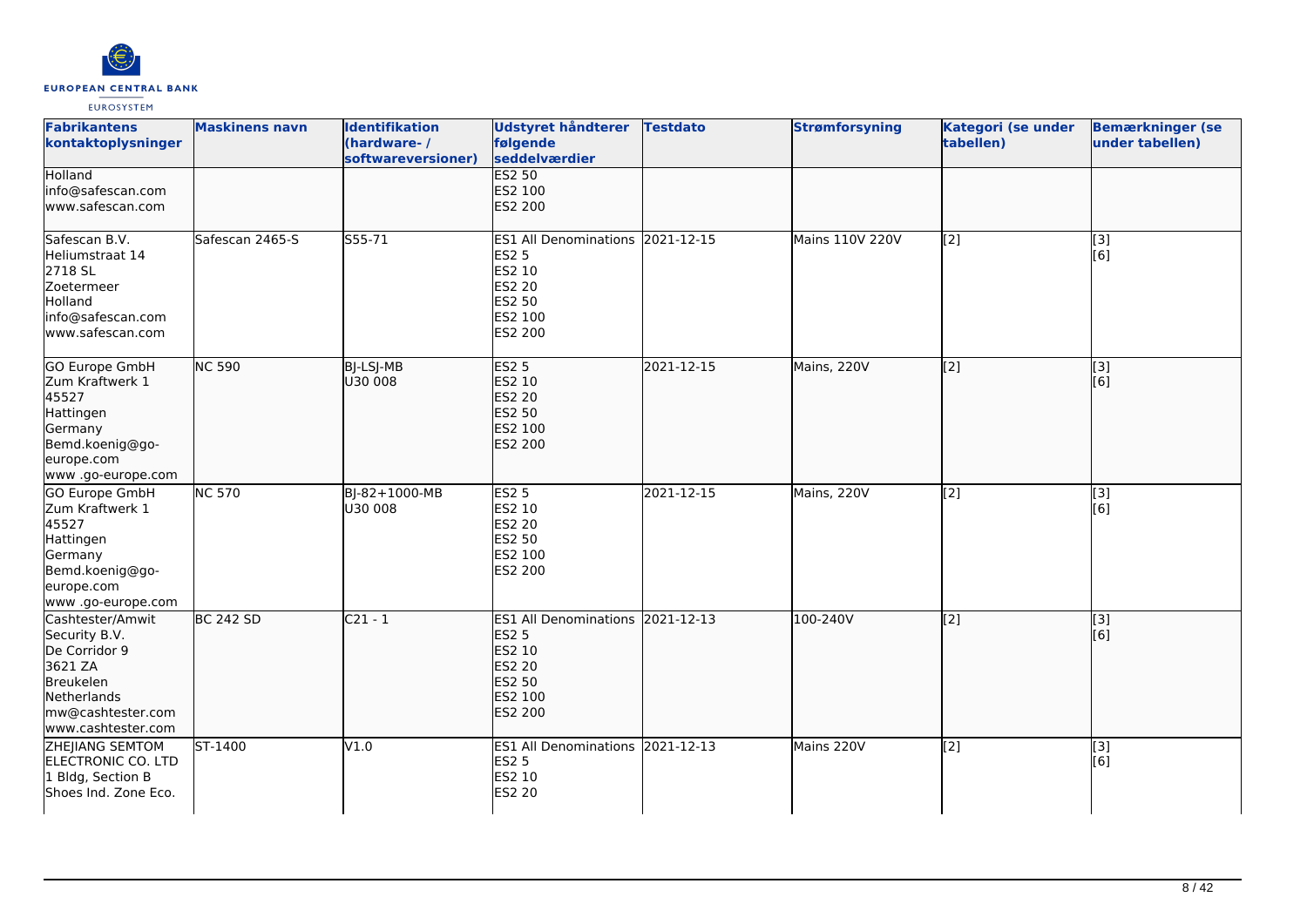| Fabrikantens kontaktoplysninger | Maskinens navn | Identifikation (hardware- / softwareversioner) | Udstyret håndterer følgende seddelværdier | Testdato | Strømforsyning | Kategori (se under tabellen) | Bemærkninger (se under tabellen) |
|---|---|---|---|---|---|---|---|
| Holland<br>info@safescan.com<br>www.safescan.com | | | ES2 50<br>ES2 100<br>ES2 200 | | | | |
| Safescan B.V.<br>Heliumstraat 14<br>2718 SL<br>Zoetermeer<br>Holland<br>info@safescan.com<br>www.safescan.com | Safescan 2465-S | S55-71 | ES1 All Denominations<br>ES2 5<br>ES2 10<br>ES2 20<br>ES2 50<br>ES2 100<br>ES2 200 | 2021-12-15 | Mains 110V 220V | [2] | [3]<br>[6] |
| GO Europe GmbH<br>Zum Kraftwerk 1<br>45527<br>Hattingen<br>Germany<br>Bemd.koenig@go-europe.com<br>www .go-europe.com | NC 590 | BJ-LSJ-MB<br>U30 008 | ES2 5<br>ES2 10<br>ES2 20<br>ES2 50<br>ES2 100<br>ES2 200 | 2021-12-15 | Mains, 220V | [2] | [3]<br>[6] |
| GO Europe GmbH<br>Zum Kraftwerk 1<br>45527<br>Hattingen<br>Germany<br>Bemd.koenig@go-europe.com<br>www .go-europe.com | NC 570 | BJ-82+1000-MB<br>U30 008 | ES2 5<br>ES2 10<br>ES2 20<br>ES2 50<br>ES2 100<br>ES2 200 | 2021-12-15 | Mains, 220V | [2] | [3]<br>[6] |
| Cashtester/Amwit Security B.V.<br>De Corridor 9<br>3621 ZA<br>Breukelen<br>Netherlands<br>mw@cashtester.com<br>www.cashtester.com | BC 242 SD | C21 - 1 | ES1 All Denominations<br>ES2 5<br>ES2 10<br>ES2 20<br>ES2 50<br>ES2 100<br>ES2 200 | 2021-12-13 | 100-240V | [2] | [3]<br>[6] |
| ZHEJIANG SEMTOM ELECTRONIC CO. LTD<br>1 Bldg, Section B<br>Shoes Ind. Zone Eco. | ST-1400 | V1.0 | ES1 All Denominations<br>ES2 5<br>ES2 10<br>ES2 20 | 2021-12-13 | Mains 220V | [2] | [3]<br>[6] |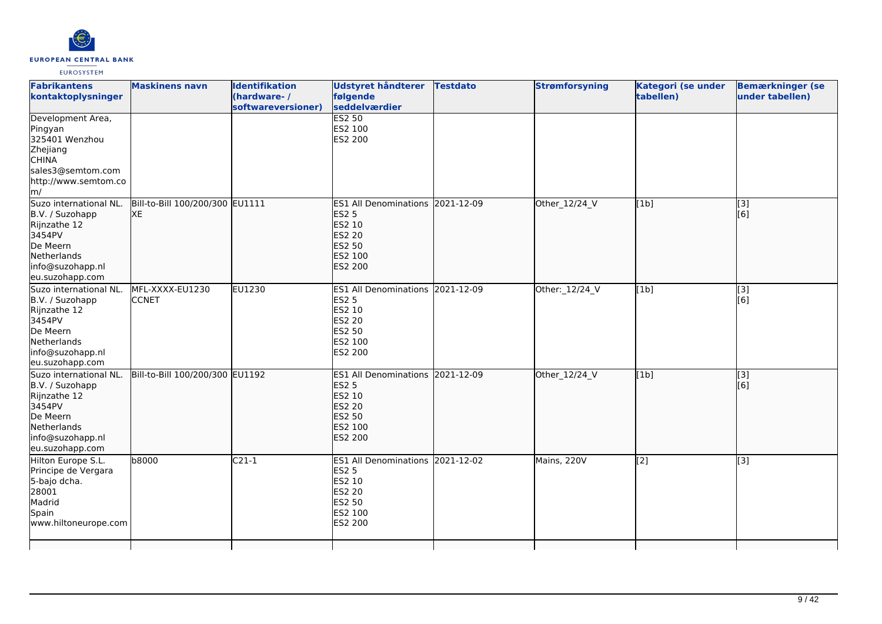| Fabrikantens kontaktoplysninger | Maskinens navn | Identifikation (hardware- / softwareversioner) | Udstyret håndterer følgende seddelværdier | Testdato | Strømforsyning | Kategori (se under tabellen) | Bemærkninger (se under tabellen) |
|---|---|---|---|---|---|---|---|
| Development Area, Pingyan 325401 Wenzhou Zhejiang CHINA sales3@semtom.com http://www.semtom.com/ | | | ES2 50 ES2 100 ES2 200 | | | | |
| Suzo international NL. B.V. / Suzohapp Rijnzathe 12 3454PV De Meern Netherlands info@suzohapp.nl eu.suzohapp.com | Bill-to-Bill 100/200/300 XE | EU1111 | ES1 All Denominations ES2 5 ES2 10 ES2 20 ES2 50 ES2 100 ES2 200 | 2021-12-09 | Other_12/24_V | [1b] | [3] [6] |
| Suzo international NL. B.V. / Suzohapp Rijnzathe 12 3454PV De Meern Netherlands info@suzohapp.nl eu.suzohapp.com | MFL-XXXX-EU1230 CCNET | EU1230 | ES1 All Denominations ES2 5 ES2 10 ES2 20 ES2 50 ES2 100 ES2 200 | 2021-12-09 | Other:_12/24_V | [1b] | [3] [6] |
| Suzo international NL. B.V. / Suzohapp Rijnzathe 12 3454PV De Meern Netherlands info@suzohapp.nl eu.suzohapp.com | Bill-to-Bill 100/200/300 | EU1192 | ES1 All Denominations ES2 5 ES2 10 ES2 20 ES2 50 ES2 100 ES2 200 | 2021-12-09 | Other_12/24_V | [1b] | [3] [6] |
| Hilton Europe S.L. Principe de Vergara 5-bajo dcha. 28001 Madrid Spain www.hiltoneurope.com | b8000 | C21-1 | ES1 All Denominations ES2 5 ES2 10 ES2 20 ES2 50 ES2 100 ES2 200 | 2021-12-02 | Mains, 220V | [2] | [3] |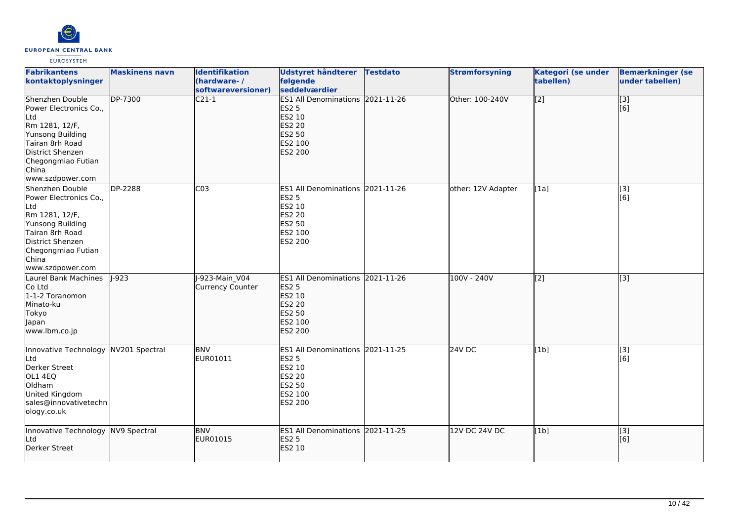| Fabrikantens kontaktoplysninger | Maskinens navn | Identifikation (hardware- / softwareversioner) | Udstyret håndterer følgende seddelværdier | Testdato | Strømforsyning | Kategori (se under tabellen) | Bemærkninger (se under tabellen) |
|---|---|---|---|---|---|---|---|
| Shenzhen Double Power Electronics Co., Ltd<br>Rm 1281, 12/F, Yunsong Building<br>Tairan 8rh Road<br>District Shenzen<br>Chegongmiao Futian<br>China<br>www.szdpower.com | DP-7300 | C21-1 | ES1 All Denominations<br>ES2 5<br>ES2 10<br>ES2 20<br>ES2 50<br>ES2 100<br>ES2 200 | 2021-11-26 | Other: 100-240V | [2] | [3]<br>[6] |
| Shenzhen Double Power Electronics Co., Ltd<br>Rm 1281, 12/F, Yunsong Building<br>Tairan 8rh Road<br>District Shenzen<br>Chegongmiao Futian<br>China<br>www.szdpower.com | DP-2288 | C03 | ES1 All Denominations<br>ES2 5<br>ES2 10<br>ES2 20<br>ES2 50<br>ES2 100<br>ES2 200 | 2021-11-26 | other: 12V Adapter | [1a] | [3]<br>[6] |
| Laurel Bank Machines Co Ltd<br>1-1-2 Toranomon<br>Minato-ku<br>Tokyo<br>Japan<br>www.lbm.co.jp | J-923 | J-923-Main_V04<br>Currency Counter | ES1 All Denominations<br>ES2 5<br>ES2 10<br>ES2 20<br>ES2 50<br>ES2 100<br>ES2 200 | 2021-11-26 | 100V - 240V | [2] | [3] |
| Innovative Technology Ltd<br>Derker Street<br>OL1 4EQ<br>Oldham<br>United Kingdom<br>sales@innovativetechnology.co.uk | NV201 Spectral | BNV<br>EUR01011 | ES1 All Denominations<br>ES2 5<br>ES2 10<br>ES2 20<br>ES2 50<br>ES2 100<br>ES2 200 | 2021-11-25 | 24V DC | [1b] | [3]<br>[6] |
| Innovative Technology Ltd<br>Derker Street | NV9 Spectral | BNV<br>EUR01015 | ES1 All Denominations<br>ES2 5<br>ES2 10 | 2021-11-25 | 12V DC 24V DC | [1b] | [3]<br>[6] |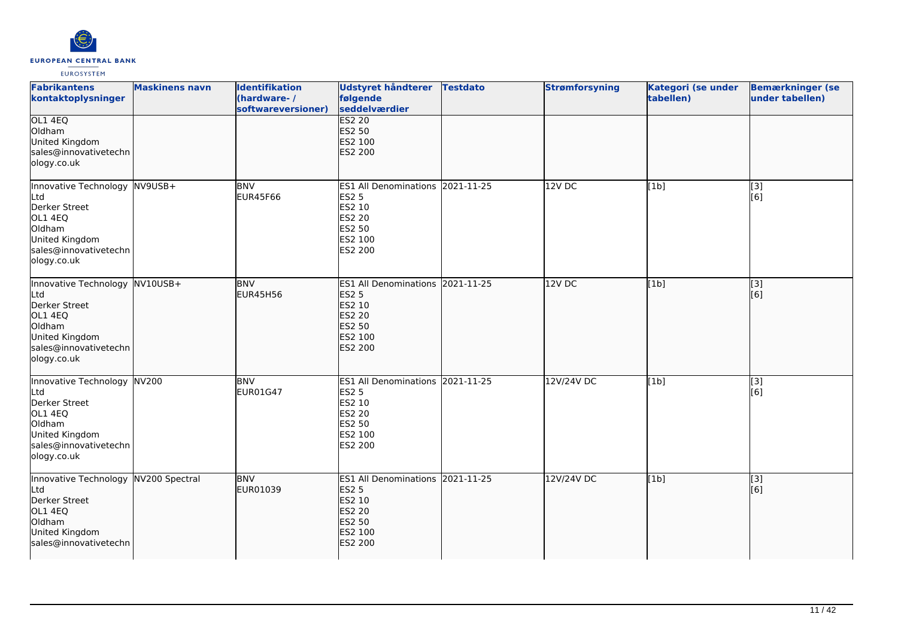| Fabrikantens kontaktoplysninger | Maskinens navn | Identifikation (hardware- / softwareversioner) | Udstyret håndterer følgende seddelværdier | Testdato | Strømforsyning | Kategori (se under tabellen) | Bemærkninger (se under tabellen) |
|---|---|---|---|---|---|---|---|
| OL1 4EQ<br>Oldham<br>United Kingdom<br>sales@innovativetechnology.co.uk | | | ES2 20<br>ES2 50<br>ES2 100<br>ES2 200 | | | | |
| Innovative Technology Ltd<br>Derker Street<br>OL1 4EQ<br>Oldham<br>United Kingdom<br>sales@innovativetechnology.co.uk | NV9USB+ | BNV<br>EUR45F66 | ES1 All Denominations<br>ES2 5<br>ES2 10<br>ES2 20<br>ES2 50<br>ES2 100<br>ES2 200 | 2021-11-25 | 12V DC | [1b] | [3]<br>[6] |
| Innovative Technology Ltd<br>Derker Street<br>OL1 4EQ<br>Oldham<br>United Kingdom<br>sales@innovativetechnology.co.uk | NV10USB+ | BNV<br>EUR45H56 | ES1 All Denominations<br>ES2 5<br>ES2 10<br>ES2 20<br>ES2 50<br>ES2 100<br>ES2 200 | 2021-11-25 | 12V DC | [1b] | [3]<br>[6] |
| Innovative Technology Ltd<br>Derker Street<br>OL1 4EQ<br>Oldham<br>United Kingdom<br>sales@innovativetechnology.co.uk | NV200 | BNV<br>EUR01G47 | ES1 All Denominations<br>ES2 5<br>ES2 10<br>ES2 20<br>ES2 50<br>ES2 100<br>ES2 200 | 2021-11-25 | 12V/24V DC | [1b] | [3]<br>[6] |
| Innovative Technology Ltd<br>Derker Street<br>OL1 4EQ<br>Oldham<br>United Kingdom<br>sales@innovativetechn | NV200 Spectral | BNV<br>EUR01039 | ES1 All Denominations<br>ES2 5<br>ES2 10<br>ES2 20<br>ES2 50<br>ES2 100<br>ES2 200 | 2021-11-25 | 12V/24V DC | [1b] | [3]<br>[6] |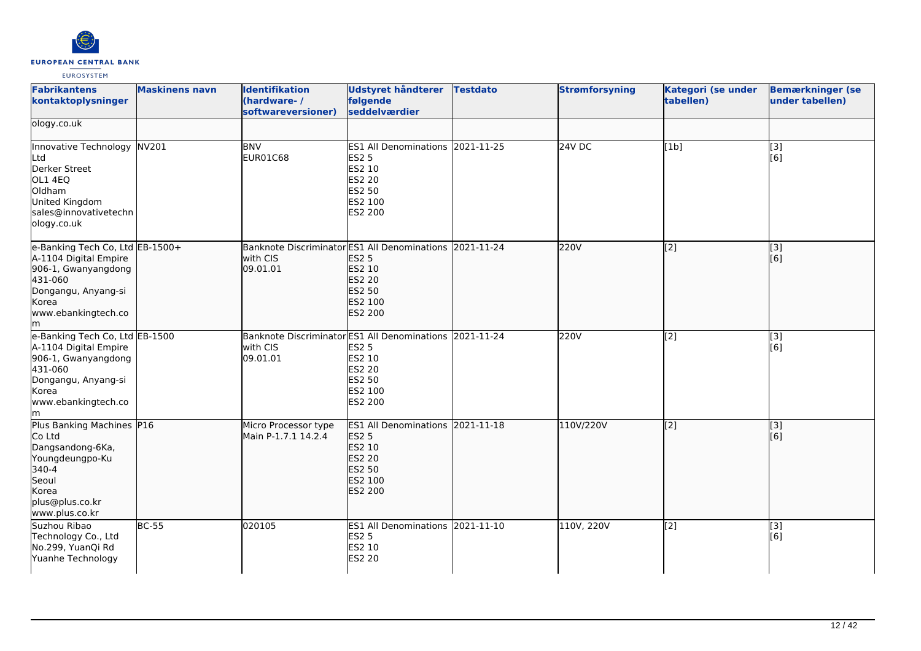| Fabrikantens kontaktoplysninger | Maskinens navn | Identifikation (hardware- / softwareversioner) | Udstyret håndterer følgende seddelværdier | Testdato | Strømforsyning | Kategori (se under tabellen) | Bemærkninger (se under tabellen) |
|---|---|---|---|---|---|---|---|
| ology.co.uk | | | | | | | |
| Innovative Technology Ltd<br>Derker Street<br>OL1 4EQ<br>Oldham<br>United Kingdom<br>sales@innovativetechnology.co.uk | NV201 | BNV<br>EUR01C68 | ES1 All Denominations<br>ES2 5<br>ES2 10<br>ES2 20<br>ES2 50<br>ES2 100<br>ES2 200 | 2021-11-25 | 24V DC | [1b] | [3]<br>[6] |
| e-Banking Tech Co, Ltd<br>A-1104 Digital Empire<br>906-1, Gwanyangdong<br>431-060<br>Dongangu, Anyang-si<br>Korea<br>www.ebankingtech.com | EB-1500+ | Banknote Discriminator with CIS<br>09.01.01 | ES1 All Denominations<br>ES2 5<br>ES2 10<br>ES2 20<br>ES2 50<br>ES2 100<br>ES2 200 | 2021-11-24 | 220V | [2] | [3]<br>[6] |
| e-Banking Tech Co, Ltd<br>A-1104 Digital Empire<br>906-1, Gwanyangdong<br>431-060<br>Dongangu, Anyang-si<br>Korea<br>www.ebankingtech.com | EB-1500 | Banknote Discriminator with CIS<br>09.01.01 | ES1 All Denominations<br>ES2 5<br>ES2 10<br>ES2 20<br>ES2 50<br>ES2 100<br>ES2 200 | 2021-11-24 | 220V | [2] | [3]<br>[6] |
| Plus Banking Machines Co Ltd<br>Dangsandong-6Ka,<br>Youngdeungpo-Ku<br>340-4<br>Seoul<br>Korea<br>plus@plus.co.kr<br>www.plus.co.kr | P16 | Micro Processor type<br>Main P-1.7.1 14.2.4 | ES1 All Denominations<br>ES2 5<br>ES2 10<br>ES2 20<br>ES2 50<br>ES2 100<br>ES2 200 | 2021-11-18 | 110V/220V | [2] | [3]<br>[6] |
| Suzhou Ribao Technology Co., Ltd<br>No.299, YuanQi Rd<br>Yuanhe Technology | BC-55 | 020105 | ES1 All Denominations<br>ES2 5<br>ES2 10<br>ES2 20 | 2021-11-10 | 110V, 220V | [2] | [3]<br>[6] |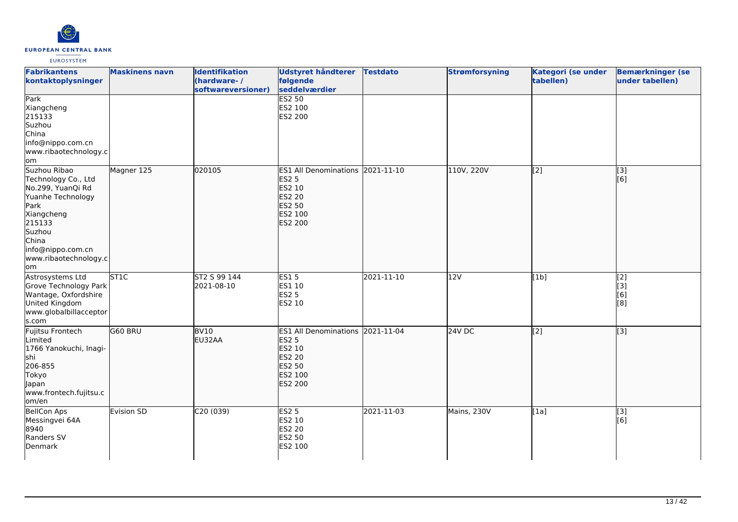| Fabrikantens kontaktoplysninger | Maskinens navn | Identifikation (hardware- / softwareversioner) | Udstyret håndterer følgende seddelværdier | Testdato | Strømforsyning | Kategori (se under tabellen) | Bemærkninger (se under tabellen) |
| --- | --- | --- | --- | --- | --- | --- | --- |
| Park<br>Xiangcheng<br>215133<br>Suzhou<br>China<br>info@nippo.com.cn<br>www.ribaotechnology.com | | | ES2 50<br>ES2 100<br>ES2 200 | | | | |
| Suzhou Ribao Technology Co., Ltd<br>No.299, YuanQi Rd<br>Yuanhe Technology Park<br>Xiangcheng<br>215133<br>Suzhou<br>China<br>info@nippo.com.cn<br>www.ribaotechnology.com | Magner 125 | 020105 | ES1 All Denominations<br>ES2 5<br>ES2 10<br>ES2 20<br>ES2 50<br>ES2 100<br>ES2 200 | 2021-11-10 | 110V, 220V | [2] | [3]<br>[6] |
| Astrosystems Ltd<br>Grove Technology Park<br>Wantage, Oxfordshire<br>United Kingdom<br>www.globalbillacceptors.com | ST1C | ST2 S 99 144<br>2021-08-10 | ES1 5<br>ES1 10<br>ES2 5<br>ES2 10 | 2021-11-10 | 12V | [1b] | [2]<br>[3]<br>[6]<br>[8] |
| Fujitsu Frontech Limited<br>1766 Yanokuchi, Inagi-shi<br>206-855<br>Tokyo<br>Japan<br>www.frontech.fujitsu.com/en | G60 BRU | BV10<br>EU32AA | ES1 All Denominations<br>ES2 5<br>ES2 10<br>ES2 20<br>ES2 50<br>ES2 100<br>ES2 200 | 2021-11-04 | 24V DC | [2] | [3] |
| BellCon Aps<br>Messingvei 64A<br>8940<br>Randers SV<br>Denmark | Evision SD | C20 (039) | ES2 5<br>ES2 10<br>ES2 20<br>ES2 50<br>ES2 100 | 2021-11-03 | Mains, 230V | [1a] | [3]<br>[6] |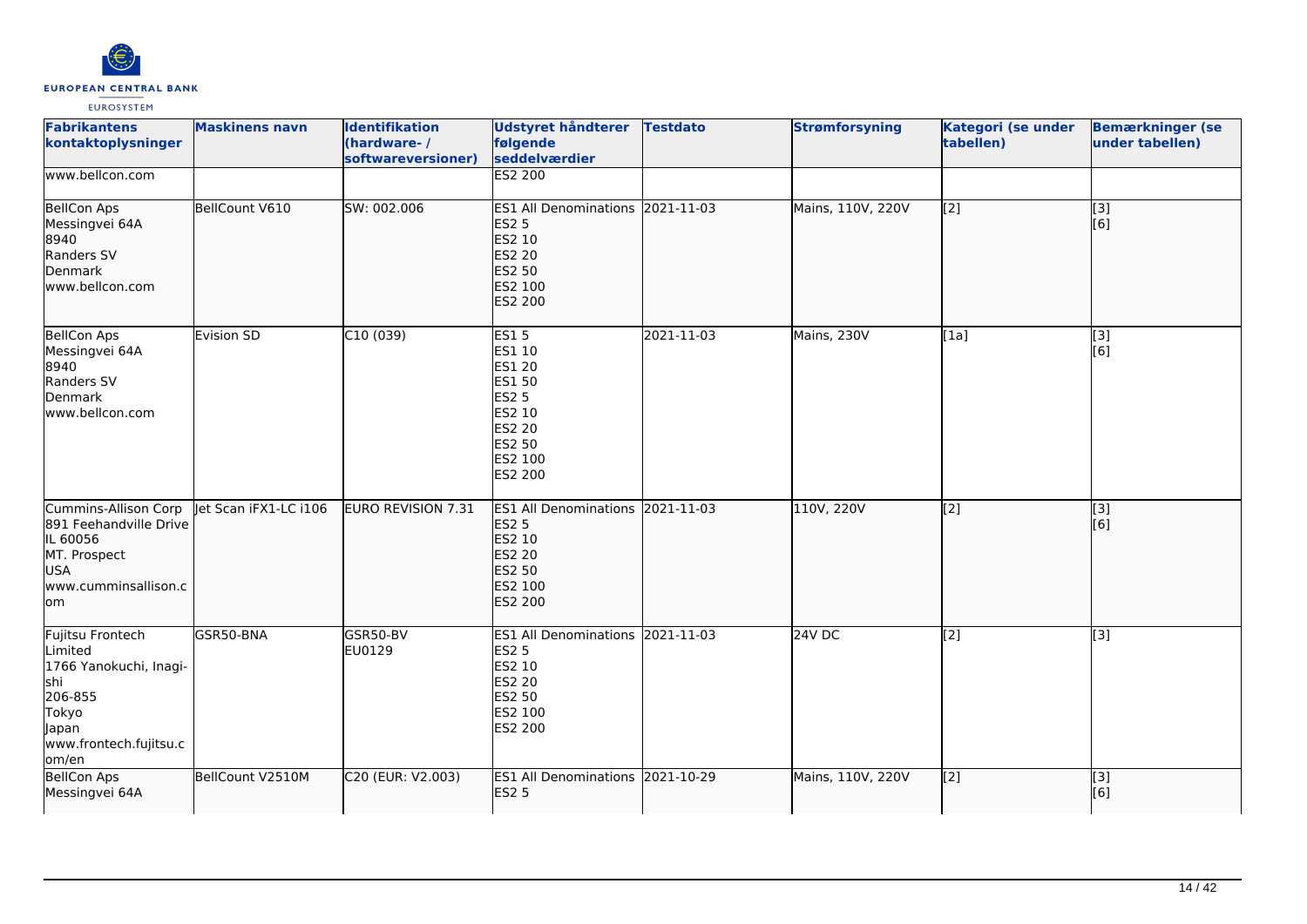| Fabrikantens kontaktoplysninger | Maskinens navn | Identifikation (hardware- / softwareversioner) | Udstyret håndterer følgende seddelværdier | Testdato | Strømforsyning | Kategori (se under tabellen) | Bemærkninger (se under tabellen) |
|---|---|---|---|---|---|---|---|
| www.bellcon.com | | | ES2 200 | | | | |
| BellCon Aps<br>Messingvei 64A<br>8940<br>Randers SV<br>Denmark<br>www.bellcon.com | BellCount V610 | SW: 002.006 | ES1 All Denominations<br>ES2 5<br>ES2 10<br>ES2 20<br>ES2 50<br>ES2 100<br>ES2 200 | 2021-11-03 | Mains, 110V, 220V | [2] | [3]<br>[6] |
| BellCon Aps<br>Messingvei 64A<br>8940<br>Randers SV<br>Denmark<br>www.bellcon.com | Evision SD | C10 (039) | ES1 5<br>ES1 10<br>ES1 20<br>ES1 50<br>ES2 5<br>ES2 10<br>ES2 20<br>ES2 50<br>ES2 100<br>ES2 200 | 2021-11-03 | Mains, 230V | [1a] | [3]<br>[6] |
| Cummins-Allison Corp<br>891 Feehandville Drive<br>IL 60056<br>MT. Prospect<br>USA<br>www.cumminsallison.com | Jet Scan iFX1-LC i106 | EURO REVISION 7.31 | ES1 All Denominations<br>ES2 5<br>ES2 10<br>ES2 20<br>ES2 50<br>ES2 100<br>ES2 200 | 2021-11-03 | 110V, 220V | [2] | [3]<br>[6] |
| Fujitsu Frontech Limited<br>1766 Yanokuchi, Inagi-shi<br>206-855<br>Tokyo<br>Japan<br>www.frontech.fujitsu.com/en | GSR50-BNA | GSR50-BV<br>EU0129 | ES1 All Denominations<br>ES2 5<br>ES2 10<br>ES2 20<br>ES2 50<br>ES2 100<br>ES2 200 | 2021-11-03 | 24V DC | [2] | [3] |
| BellCon Aps<br>Messingvei 64A | BellCount V2510M | C20 (EUR: V2.003) | ES1 All Denominations<br>ES2 5 | 2021-10-29 | Mains, 110V, 220V | [2] | [3]<br>[6] |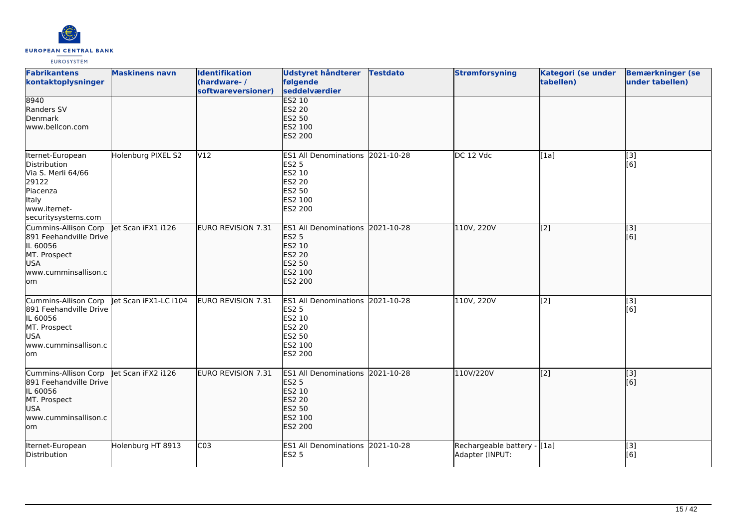| Fabrikantens kontaktoplysninger | Maskinens navn | Identifikation (hardware- / softwareversioner) | Udstyret håndterer følgende seddelværdier | Testdato | Strømforsyning | Kategori (se under tabellen) | Bemærkninger (se under tabellen) |
|---|---|---|---|---|---|---|---|
| 8940<br>Randers SV<br>Denmark<br>www.bellcon.com | | | ES2 10<br>ES2 20<br>ES2 50<br>ES2 100<br>ES2 200 | | | | |
| Iternet-European Distribution<br>Via S. Merli 64/66<br>29122<br>Piacenza<br>Italy<br>www.iternet-securitysystems.com | Holenburg PIXEL S2 | V12 | ES1 All Denominations<br>ES2 5<br>ES2 10<br>ES2 20<br>ES2 50<br>ES2 100<br>ES2 200 | 2021-10-28 | DC 12 Vdc | [1a] | [3]<br>[6] |
| Cummins-Allison Corp<br>891 Feehandville Drive<br>IL 60056<br>MT. Prospect<br>USA<br>www.cumminsallison.com | Jet Scan iFX1 i126 | EURO REVISION 7.31 | ES1 All Denominations<br>ES2 5<br>ES2 10<br>ES2 20<br>ES2 50<br>ES2 100<br>ES2 200 | 2021-10-28 | 110V, 220V | [2] | [3]<br>[6] |
| Cummins-Allison Corp<br>891 Feehandville Drive<br>IL 60056<br>MT. Prospect<br>USA<br>www.cumminsallison.com | Jet Scan iFX1-LC i104 | EURO REVISION 7.31 | ES1 All Denominations<br>ES2 5<br>ES2 10<br>ES2 20<br>ES2 50<br>ES2 100<br>ES2 200 | 2021-10-28 | 110V, 220V | [2] | [3]<br>[6] |
| Cummins-Allison Corp<br>891 Feehandville Drive<br>IL 60056<br>MT. Prospect<br>USA<br>www.cumminsallison.com | Jet Scan iFX2 i126 | EURO REVISION 7.31 | ES1 All Denominations<br>ES2 5<br>ES2 10<br>ES2 20<br>ES2 50<br>ES2 100<br>ES2 200 | 2021-10-28 | 110V/220V | [2] | [3]<br>[6] |
| Iternet-European Distribution | Holenburg HT 8913 | C03 | ES1 All Denominations<br>ES2 5 | 2021-10-28 | Rechargeable battery - Adapter (INPUT: | [1a] | [3]<br>[6] |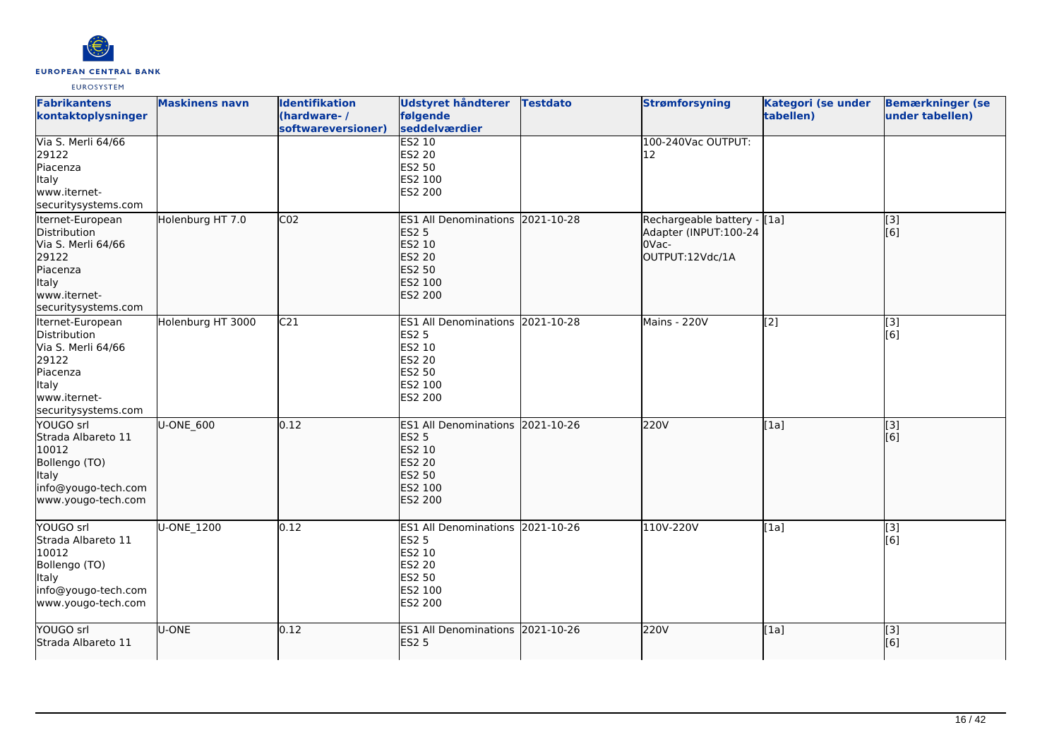| Fabrikantens kontaktoplysninger | Maskinens navn | Identifikation (hardware- / softwareversioner) | Udstyret håndterer følgende seddelværdier | Testdato | Strømforsyning | Kategori (se under tabellen) | Bemærkninger (se under tabellen) |
|---|---|---|---|---|---|---|---|
| Via S. Merli 64/66<br>29122<br>Piacenza<br>Italy<br>www.iternet-securitysystems.com | | | ES2 10<br>ES2 20<br>ES2 50<br>ES2 100<br>ES2 200 | | 100-240Vac OUTPUT: 12 | | |
| Iternet-European Distribution<br>Via S. Merli 64/66<br>29122<br>Piacenza<br>Italy<br>www.iternet-securitysystems.com | Holenburg HT 7.0 | C02 | ES1 All Denominations<br>ES2 5<br>ES2 10<br>ES2 20<br>ES2 50<br>ES2 100<br>ES2 200 | 2021-10-28 | Rechargeable battery - Adapter (INPUT:100-240Vac-OUTPUT:12Vdc/1A | [1a] | [3]<br>[6] |
| Iternet-European Distribution<br>Via S. Merli 64/66<br>29122<br>Piacenza<br>Italy<br>www.iternet-securitysystems.com | Holenburg HT 3000 | C21 | ES1 All Denominations<br>ES2 5<br>ES2 10<br>ES2 20<br>ES2 50<br>ES2 100<br>ES2 200 | 2021-10-28 | Mains - 220V | [2] | [3]<br>[6] |
| YOUGO srl<br>Strada Albareto 11<br>10012<br>Bollengo (TO)<br>Italy<br>info@yougo-tech.com<br>www.yougo-tech.com | U-ONE_600 | 0.12 | ES1 All Denominations<br>ES2 5<br>ES2 10<br>ES2 20<br>ES2 50<br>ES2 100<br>ES2 200 | 2021-10-26 | 220V | [1a] | [3]<br>[6] |
| YOUGO srl<br>Strada Albareto 11<br>10012<br>Bollengo (TO)<br>Italy<br>info@yougo-tech.com<br>www.yougo-tech.com | U-ONE_1200 | 0.12 | ES1 All Denominations<br>ES2 5<br>ES2 10<br>ES2 20<br>ES2 50<br>ES2 100<br>ES2 200 | 2021-10-26 | 110V-220V | [1a] | [3]<br>[6] |
| YOUGO srl<br>Strada Albareto 11 | U-ONE | 0.12 | ES1 All Denominations<br>ES2 5 | 2021-10-26 | 220V | [1a] | [3]<br>[6] |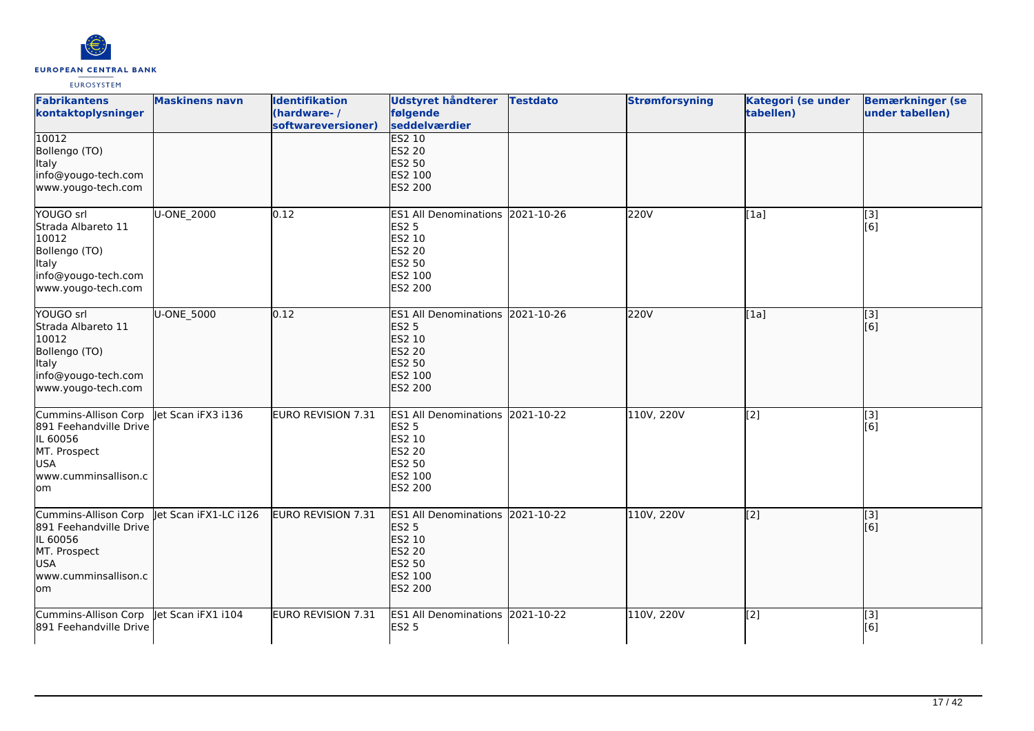| Fabrikantens kontaktoplysninger | Maskinens navn | Identifikation (hardware- / softwareversioner) | Udstyret håndterer følgende seddelværdier | Testdato | Strømforsyning | Kategori (se under tabellen) | Bemærkninger (se under tabellen) |
|---|---|---|---|---|---|---|---|
| 10012<br>Bollengo (TO)<br>Italy<br>info@yougo-tech.com<br>www.yougo-tech.com | | | ES2 10<br>ES2 20<br>ES2 50<br>ES2 100<br>ES2 200 | | | | |
| YOUGO srl<br>Strada Albareto 11<br>10012<br>Bollengo (TO)<br>Italy<br>info@yougo-tech.com<br>www.yougo-tech.com | U-ONE_2000 | 0.12 | ES1 All Denominations<br>ES2 5<br>ES2 10<br>ES2 20<br>ES2 50<br>ES2 100<br>ES2 200 | 2021-10-26 | 220V | [1a] | [3]<br>[6] |
| YOUGO srl<br>Strada Albareto 11<br>10012<br>Bollengo (TO)<br>Italy<br>info@yougo-tech.com<br>www.yougo-tech.com | U-ONE_5000 | 0.12 | ES1 All Denominations<br>ES2 5<br>ES2 10<br>ES2 20<br>ES2 50<br>ES2 100<br>ES2 200 | 2021-10-26 | 220V | [1a] | [3]<br>[6] |
| Cummins-Allison Corp<br>891 Feehandville Drive<br>IL 60056<br>MT. Prospect<br>USA<br>www.cumminsallison.com | Jet Scan iFX3 i136 | EURO REVISION 7.31 | ES1 All Denominations<br>ES2 5<br>ES2 10<br>ES2 20<br>ES2 50<br>ES2 100<br>ES2 200 | 2021-10-22 | 110V, 220V | [2] | [3]<br>[6] |
| Cummins-Allison Corp<br>891 Feehandville Drive<br>IL 60056<br>MT. Prospect<br>USA<br>www.cumminsallison.com | Jet Scan iFX1-LC i126 | EURO REVISION 7.31 | ES1 All Denominations<br>ES2 5<br>ES2 10<br>ES2 20<br>ES2 50<br>ES2 100<br>ES2 200 | 2021-10-22 | 110V, 220V | [2] | [3]<br>[6] |
| Cummins-Allison Corp<br>891 Feehandville Drive | Jet Scan iFX1 i104 | EURO REVISION 7.31 | ES1 All Denominations<br>ES2 5 | 2021-10-22 | 110V, 220V | [2] | [3]<br>[6] |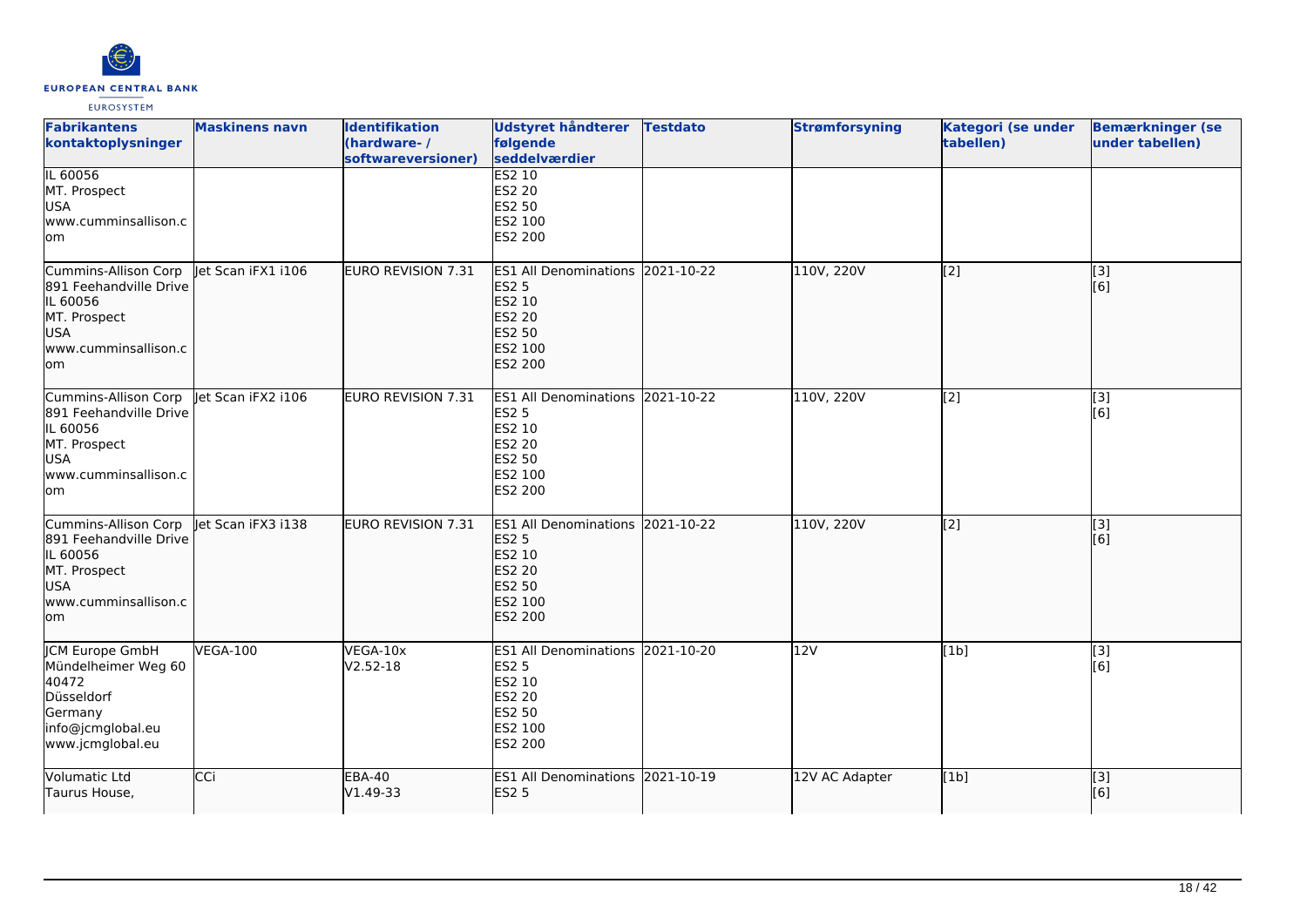| Fabrikantens kontaktoplysninger | Maskinens navn | Identifikation (hardware- / softwareversioner) | Udstyret håndterer følgende seddelværdier | Testdato | Strømforsyning | Kategori (se under tabellen) | Bemærkninger (se under tabellen) |
|---|---|---|---|---|---|---|---|
| IL 60056<br>MT. Prospect<br>USA<br>www.cumminsallison.com | | | ES2 10<br>ES2 20<br>ES2 50<br>ES2 100<br>ES2 200 | | | | |
| Cummins-Allison Corp<br>891 Feehandville Drive<br>IL 60056<br>MT. Prospect<br>USA<br>www.cumminsallison.com | Jet Scan iFX1 i106 | EURO REVISION 7.31 | ES1 All Denominations<br>ES2 5<br>ES2 10<br>ES2 20<br>ES2 50<br>ES2 100<br>ES2 200 | 2021-10-22 | 110V, 220V | [2] | [3]<br>[6] |
| Cummins-Allison Corp<br>891 Feehandville Drive<br>IL 60056<br>MT. Prospect<br>USA<br>www.cumminsallison.com | Jet Scan iFX2 i106 | EURO REVISION 7.31 | ES1 All Denominations<br>ES2 5<br>ES2 10<br>ES2 20<br>ES2 50<br>ES2 100<br>ES2 200 | 2021-10-22 | 110V, 220V | [2] | [3]<br>[6] |
| Cummins-Allison Corp<br>891 Feehandville Drive<br>IL 60056<br>MT. Prospect<br>USA<br>www.cumminsallison.com | Jet Scan iFX3 i138 | EURO REVISION 7.31 | ES1 All Denominations<br>ES2 5<br>ES2 10<br>ES2 20<br>ES2 50<br>ES2 100<br>ES2 200 | 2021-10-22 | 110V, 220V | [2] | [3]<br>[6] |
| JCM Europe GmbH<br>Mündelheimer Weg 60<br>40472<br>Düsseldorf<br>Germany<br>info@jcmglobal.eu<br>www.jcmglobal.eu | VEGA-100 | VEGA-10x<br>V2.52-18 | ES1 All Denominations<br>ES2 5<br>ES2 10<br>ES2 20<br>ES2 50<br>ES2 100<br>ES2 200 | 2021-10-20 | 12V | [1b] | [3]<br>[6] |
| Volumatic Ltd<br>Taurus House, | CCi | EBA-40<br>V1.49-33 | ES1 All Denominations<br>ES2 5 | 2021-10-19 | 12V AC Adapter | [1b] | [3]<br>[6] |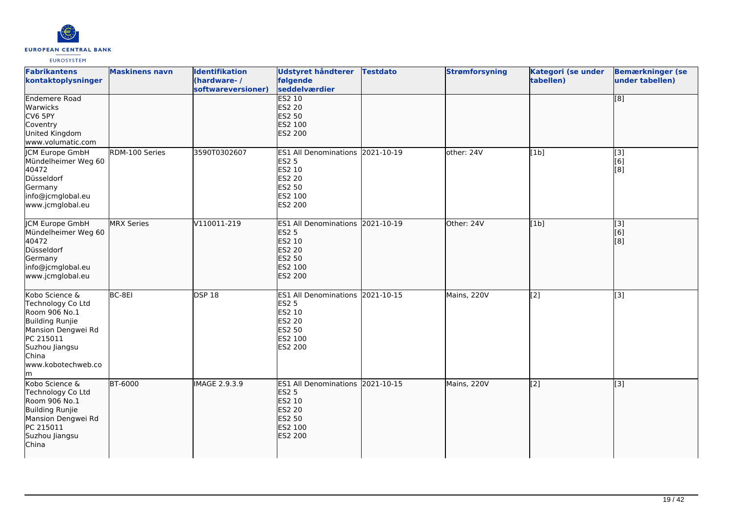| Fabrikantens kontaktoplysninger | Maskinens navn | Identifikation (hardware- / softwareversioner) | Udstyret håndterer følgende seddelværdier | Testdato | Strømforsyning | Kategori (se under tabellen) | Bemærkninger (se under tabellen) |
|---|---|---|---|---|---|---|---|
| Endemere Road<br>Warwicks<br>CV6 5PY<br>Coventry<br>United Kingdom<br>www.volumatic.com | | | ES2 10<br>ES2 20<br>ES2 50<br>ES2 100<br>ES2 200 | | | | [8] |
| JCM Europe GmbH<br>Mündelheimer Weg 60<br>40472<br>Düsseldorf<br>Germany<br>info@jcmglobal.eu<br>www.jcmglobal.eu | RDM-100 Series | 3590T0302607 | ES1 All Denominations<br>ES2 5<br>ES2 10<br>ES2 20<br>ES2 50<br>ES2 100<br>ES2 200 | 2021-10-19 | other: 24V | [1b] | [3]<br>[6]<br>[8] |
| JCM Europe GmbH<br>Mündelheimer Weg 60<br>40472<br>Düsseldorf<br>Germany<br>info@jcmglobal.eu<br>www.jcmglobal.eu | MRX Series | V110011-219 | ES1 All Denominations<br>ES2 5<br>ES2 10<br>ES2 20<br>ES2 50<br>ES2 100<br>ES2 200 | 2021-10-19 | Other: 24V | [1b] | [3]<br>[6]<br>[8] |
| Kobo Science & Technology Co Ltd<br>Room 906 No.1<br>Building Runjie<br>Mansion Dengwei Rd<br>PC 215011<br>Suzhou Jiangsu<br>China<br>www.kobotechweb.com | BC-8EI | DSP 18 | ES1 All Denominations<br>ES2 5<br>ES2 10<br>ES2 20<br>ES2 50<br>ES2 100<br>ES2 200 | 2021-10-15 | Mains, 220V | [2] | [3] |
| Kobo Science & Technology Co Ltd<br>Room 906 No.1<br>Building Runjie<br>Mansion Dengwei Rd<br>PC 215011<br>Suzhou Jiangsu<br>China | BT-6000 | IMAGE 2.9.3.9 | ES1 All Denominations<br>ES2 5<br>ES2 10<br>ES2 20<br>ES2 50<br>ES2 100<br>ES2 200 | 2021-10-15 | Mains, 220V | [2] | [3] |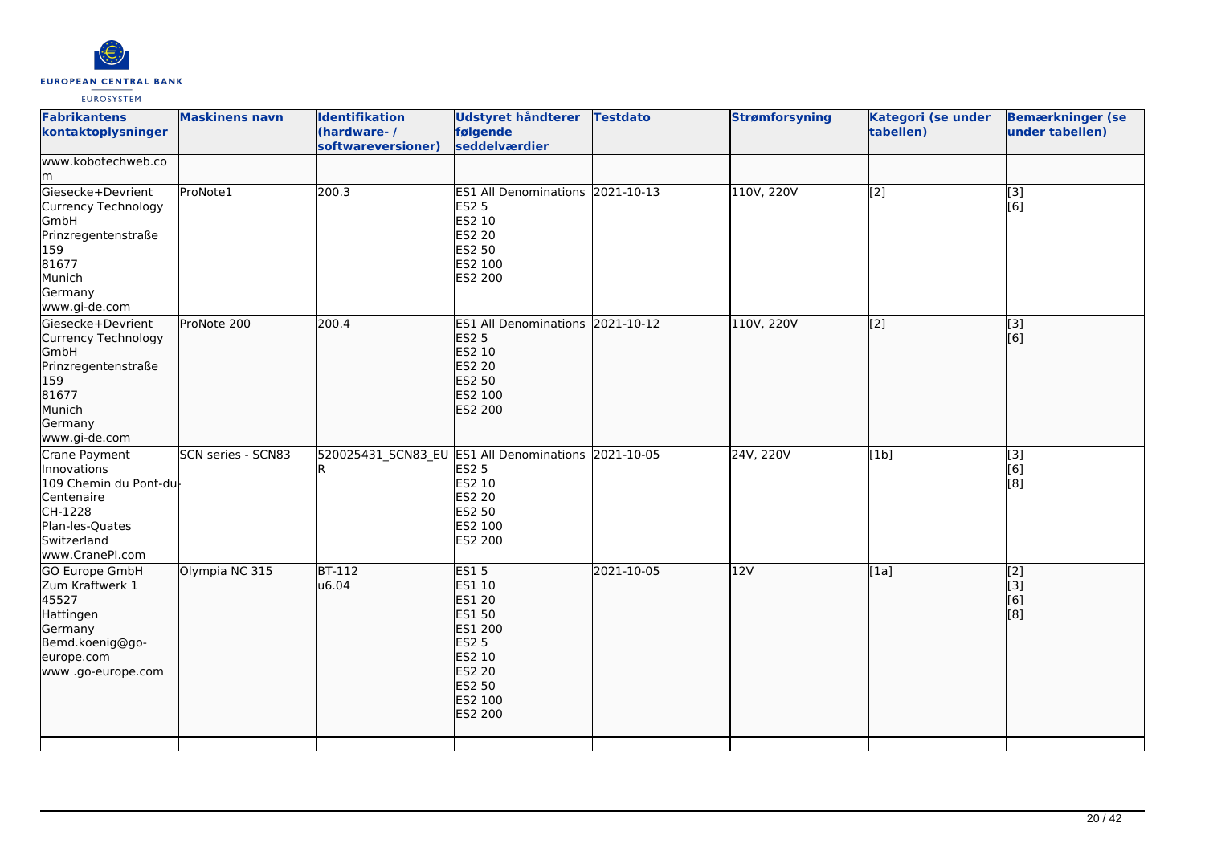| Fabrikantens kontaktoplysninger | Maskinens navn | Identifikation (hardware- / softwareversioner) | Udstyret håndterer følgende seddelværdier | Testdato | Strømforsyning | Kategori (se under tabellen) | Bemærkninger (se under tabellen) |
|---|---|---|---|---|---|---|---|
| www.kobotechweb.com | | | | | | | |
| Giesecke+Devrient Currency Technology GmbH<br>Prinzregentenstraße 159<br>81677<br>Munich<br>Germany<br>www.gi-de.com | ProNote1 | 200.3 | ES1 All Denominations<br>ES2 5<br>ES2 10<br>ES2 20<br>ES2 50<br>ES2 100<br>ES2 200 | 2021-10-13 | 110V, 220V | [2] | [3]<br>[6] |
| Giesecke+Devrient Currency Technology GmbH<br>Prinzregentenstraße 159<br>81677<br>Munich<br>Germany<br>www.gi-de.com | ProNote 200 | 200.4 | ES1 All Denominations<br>ES2 5<br>ES2 10<br>ES2 20<br>ES2 50<br>ES2 100<br>ES2 200 | 2021-10-12 | 110V, 220V | [2] | [3]<br>[6] |
| Crane Payment Innovations<br>109 Chemin du Pont-du-Centenaire<br>CH-1228<br>Plan-les-Quates<br>Switzerland<br>www.CranePI.com | SCN series - SCN83 | 520025431_SCN83_EUR | ES1 All Denominations<br>ES2 5<br>ES2 10<br>ES2 20<br>ES2 50<br>ES2 100<br>ES2 200 | 2021-10-05 | 24V, 220V | [1b] | [3]<br>[6]<br>[8] |
| GO Europe GmbH<br>Zum Kraftwerk 1<br>45527<br>Hattingen<br>Germany<br>Bemd.koenig@go-europe.com<br>www .go-europe.com | Olympia NC 315 | BT-112<br>u6.04 | ES1 5<br>ES1 10<br>ES1 20<br>ES1 50<br>ES1 200<br>ES2 5<br>ES2 10<br>ES2 20<br>ES2 50<br>ES2 100<br>ES2 200 | 2021-10-05 | 12V | [1a] | [2]<br>[3]<br>[6]<br>[8] |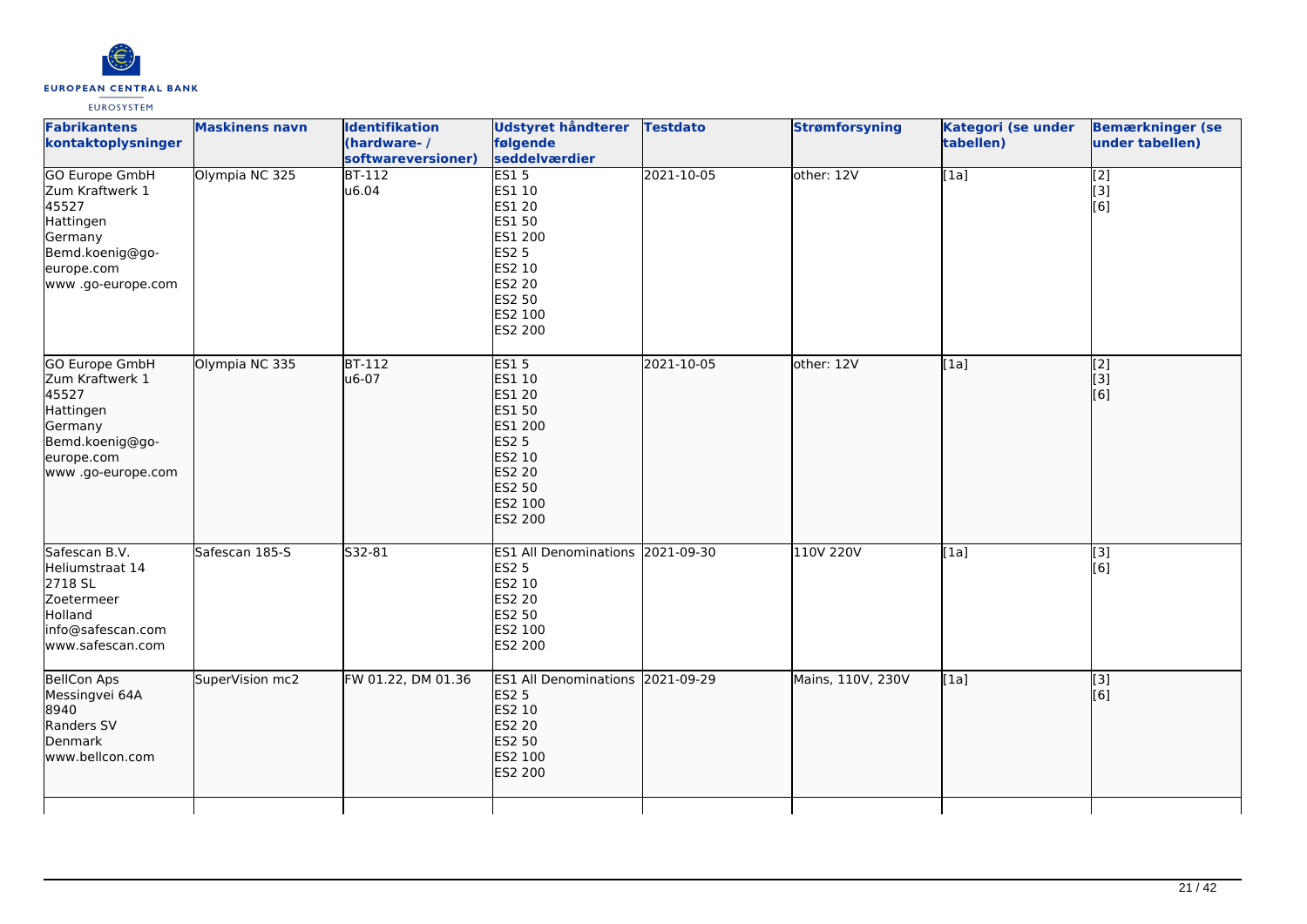| Fabrikantens kontaktoplysninger | Maskinens navn | Identifikation (hardware- / softwareversioner) | Udstyret håndterer følgende seddelværdier | Testdato | Strømforsyning | Kategori (se under tabellen) | Bemærkninger (se under tabellen) |
|---|---|---|---|---|---|---|---|
| GO Europe GmbH<br>Zum Kraftwerk 1<br>45527<br>Hattingen<br>Germany<br>Bemd.koenig@go-europe.com<br>www .go-europe.com | Olympia NC 325 | BT-112<br>u6.04 | ES1 5<br>ES1 10<br>ES1 20<br>ES1 50<br>ES1 200<br>ES2 5<br>ES2 10<br>ES2 20<br>ES2 50<br>ES2 100<br>ES2 200 | 2021-10-05 | other: 12V | [1a] | [2]<br>[3]<br>[6] |
| GO Europe GmbH<br>Zum Kraftwerk 1<br>45527<br>Hattingen<br>Germany<br>Bemd.koenig@go-europe.com<br>www .go-europe.com | Olympia NC 335 | BT-112<br>u6-07 | ES1 5<br>ES1 10<br>ES1 20<br>ES1 50<br>ES1 200<br>ES2 5<br>ES2 10<br>ES2 20<br>ES2 50<br>ES2 100<br>ES2 200 | 2021-10-05 | other: 12V | [1a] | [2]<br>[3]<br>[6] |
| Safescan B.V.<br>Heliumstraat 14<br>2718 SL<br>Zoetermeer<br>Holland<br>info@safescan.com<br>www.safescan.com | Safescan 185-S | S32-81 | ES1 All Denominations<br>ES2 5<br>ES2 10<br>ES2 20<br>ES2 50<br>ES2 100<br>ES2 200 | 2021-09-30 | 110V 220V | [1a] | [3]<br>[6] |
| BellCon Aps<br>Messingvei 64A<br>8940<br>Randers SV<br>Denmark<br>www.bellcon.com | SuperVision mc2 | FW 01.22, DM 01.36 | ES1 All Denominations<br>ES2 5<br>ES2 10<br>ES2 20<br>ES2 50<br>ES2 100<br>ES2 200 | 2021-09-29 | Mains, 110V, 230V | [1a] | [3]<br>[6] |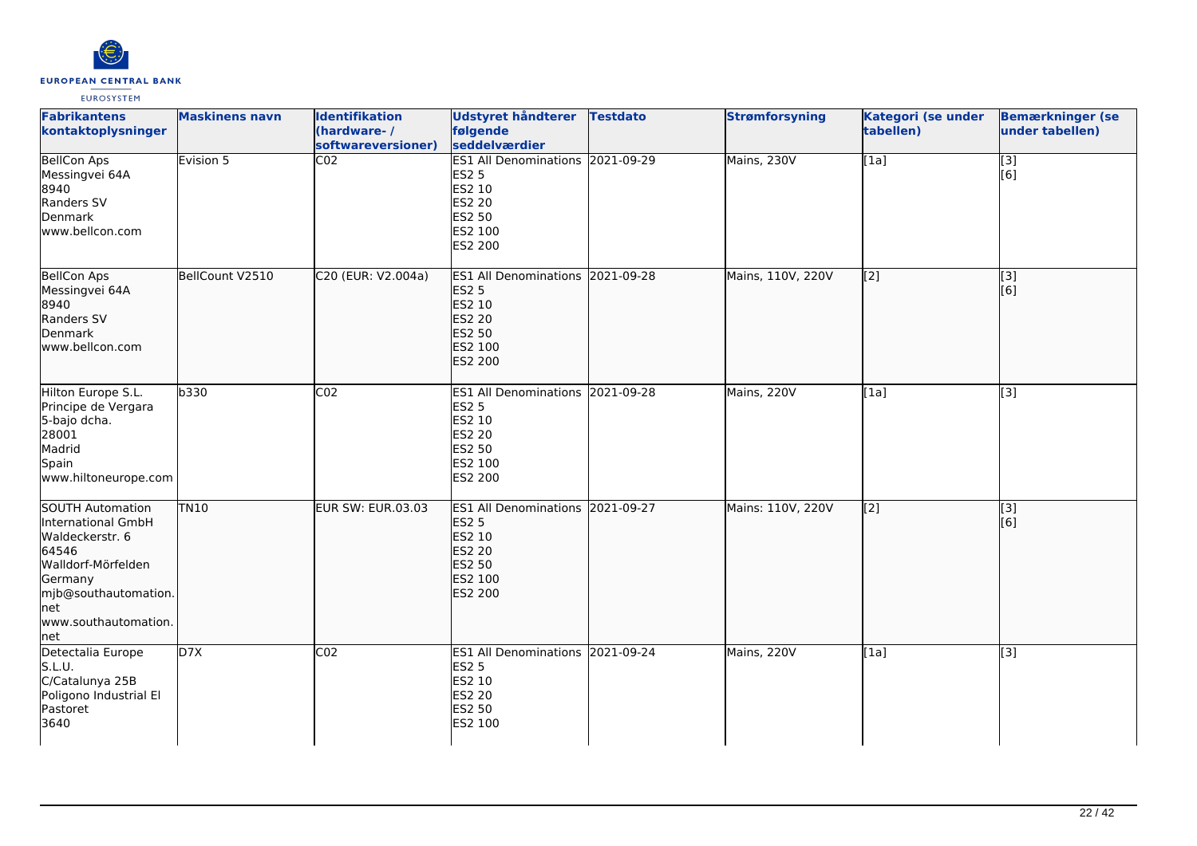| Fabrikantens kontaktoplysninger | Maskinens navn | Identifikation (hardware- / softwareversioner) | Udstyret håndterer følgende seddelværdier | Testdato | Strømforsyning | Kategori (se under tabellen) | Bemærkninger (se under tabellen) |
|---|---|---|---|---|---|---|---|
| BellCon Aps<br>Messingvei 64A<br>8940<br>Randers SV<br>Denmark<br>www.bellcon.com | Evision 5 | C02 | ES1 All Denominations<br>ES2 5<br>ES2 10<br>ES2 20<br>ES2 50<br>ES2 100<br>ES2 200 | 2021-09-29 | Mains, 230V | [1a] | [3]<br>[6] |
| BellCon Aps<br>Messingvei 64A<br>8940<br>Randers SV<br>Denmark<br>www.bellcon.com | BellCount V2510 | C20 (EUR: V2.004a) | ES1 All Denominations<br>ES2 5<br>ES2 10<br>ES2 20<br>ES2 50<br>ES2 100<br>ES2 200 | 2021-09-28 | Mains, 110V, 220V | [2] | [3]<br>[6] |
| Hilton Europe S.L.<br>Principe de Vergara<br>5-bajo dcha.<br>28001<br>Madrid<br>Spain<br>www.hiltoneurope.com | b330 | C02 | ES1 All Denominations<br>ES2 5<br>ES2 10<br>ES2 20<br>ES2 50<br>ES2 100<br>ES2 200 | 2021-09-28 | Mains, 220V | [1a] | [3] |
| SOUTH Automation International GmbH<br>Waldeckerstr. 6<br>64546<br>Walldorf-Mörfelden<br>Germany<br>mjb@southautomation.net<br>www.southautomation.net | TN10 | EUR SW: EUR.03.03 | ES1 All Denominations<br>ES2 5<br>ES2 10<br>ES2 20<br>ES2 50<br>ES2 100<br>ES2 200 | 2021-09-27 | Mains: 110V, 220V | [2] | [3]<br>[6] |
| Detectalia Europe S.L.U.<br>C/Catalunya 25B<br>Poligono Industrial El Pastoret<br>3640 | D7X | C02 | ES1 All Denominations<br>ES2 5<br>ES2 10<br>ES2 20<br>ES2 50<br>ES2 100 | 2021-09-24 | Mains, 220V | [1a] | [3] |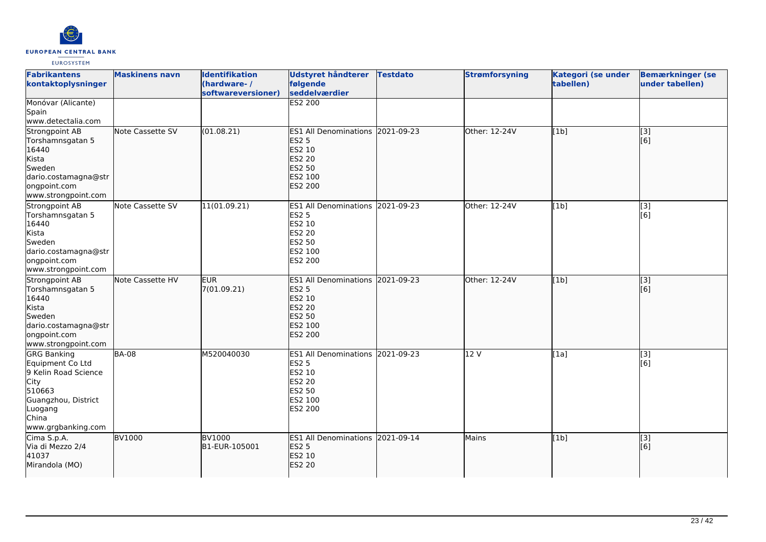| Fabrikantens kontaktoplysninger | Maskinens navn | Identifikation (hardware- / softwareversioner) | Udstyret håndterer følgende seddelværdier | Testdato | Strømforsyning | Kategori (se under tabellen) | Bemærkninger (se under tabellen) |
|---|---|---|---|---|---|---|---|
| Monóvar (Alicante)<br>Spain<br>www.detectalia.com | | | ES2 200 | | | | |
| Strongpoint AB<br>Torshamnsgatan 5<br>16440<br>Kista<br>Sweden<br>dario.costamagna@strongpoint.com<br>www.strongpoint.com | Note Cassette SV | (01.08.21) | ES1 All Denominations<br>ES2 5<br>ES2 10<br>ES2 20<br>ES2 50<br>ES2 100<br>ES2 200 | 2021-09-23 | Other: 12-24V | [1b] | [3]<br>[6] |
| Strongpoint AB<br>Torshamnsgatan 5<br>16440<br>Kista<br>Sweden<br>dario.costamagna@strongpoint.com<br>www.strongpoint.com | Note Cassette SV | 11(01.09.21) | ES1 All Denominations<br>ES2 5<br>ES2 10<br>ES2 20<br>ES2 50<br>ES2 100<br>ES2 200 | 2021-09-23 | Other: 12-24V | [1b] | [3]<br>[6] |
| Strongpoint AB<br>Torshamnsgatan 5<br>16440<br>Kista<br>Sweden<br>dario.costamagna@strongpoint.com<br>www.strongpoint.com | Note Cassette HV | EUR<br>7(01.09.21) | ES1 All Denominations<br>ES2 5<br>ES2 10<br>ES2 20<br>ES2 50<br>ES2 100<br>ES2 200 | 2021-09-23 | Other: 12-24V | [1b] | [3]<br>[6] |
| GRG Banking Equipment Co Ltd<br>9 Kelin Road Science City<br>510663<br>Guangzhou, District Luogang<br>China<br>www.grgbanking.com | BA-08 | M520040030 | ES1 All Denominations<br>ES2 5<br>ES2 10<br>ES2 20<br>ES2 50<br>ES2 100<br>ES2 200 | 2021-09-23 | 12 V | [1a] | [3]<br>[6] |
| Cima S.p.A.<br>Via di Mezzo 2/4<br>41037<br>Mirandola (MO) | BV1000 | BV1000<br>B1-EUR-105001 | ES1 All Denominations<br>ES2 5<br>ES2 10<br>ES2 20 | 2021-09-14 | Mains | [1b] | [3]<br>[6] |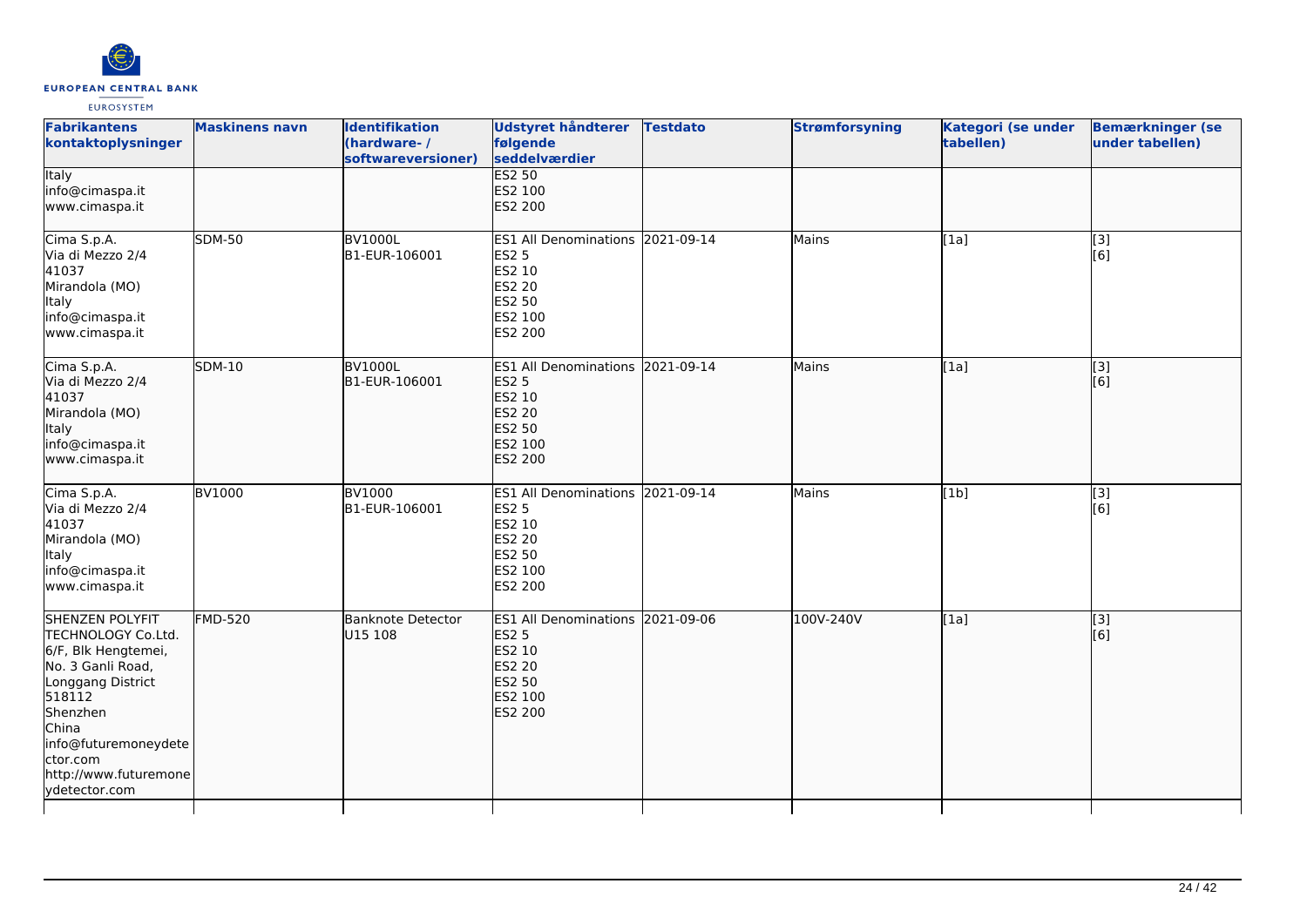| Fabrikantens kontaktoplysninger | Maskinens navn | Identifikation (hardware- / softwareversioner) | Udstyret håndterer følgende seddelværdier | Testdato | Strømforsyning | Kategori (se under tabellen) | Bemærkninger (se under tabellen) |
|---|---|---|---|---|---|---|---|
| Italy<br>info@cimaspa.it<br>www.cimaspa.it | | | ES2 50<br>ES2 100<br>ES2 200 | | | | |
| Cima S.p.A.<br>Via di Mezzo 2/4<br>41037<br>Mirandola (MO)<br>Italy<br>info@cimaspa.it<br>www.cimaspa.it | SDM-50 | BV1000L<br>B1-EUR-106001 | ES1 All Denominations<br>ES2 5<br>ES2 10<br>ES2 20<br>ES2 50<br>ES2 100<br>ES2 200 | 2021-09-14 | Mains | [1a] | [3]<br>[6] |
| Cima S.p.A.<br>Via di Mezzo 2/4<br>41037<br>Mirandola (MO)<br>Italy<br>info@cimaspa.it<br>www.cimaspa.it | SDM-10 | BV1000L<br>B1-EUR-106001 | ES1 All Denominations<br>ES2 5<br>ES2 10<br>ES2 20<br>ES2 50<br>ES2 100<br>ES2 200 | 2021-09-14 | Mains | [1a] | [3]<br>[6] |
| Cima S.p.A.<br>Via di Mezzo 2/4<br>41037<br>Mirandola (MO)<br>Italy<br>info@cimaspa.it<br>www.cimaspa.it | BV1000 | BV1000<br>B1-EUR-106001 | ES1 All Denominations<br>ES2 5<br>ES2 10<br>ES2 20<br>ES2 50<br>ES2 100<br>ES2 200 | 2021-09-14 | Mains | [1b] | [3]<br>[6] |
| SHENZEN POLYFIT TECHNOLOGY Co.Ltd.<br>6/F, Blk Hengtemei,<br>No. 3 Ganli Road,<br>Longgang District<br>518112<br>Shenzhen<br>China<br>info@futuremoneydetector.com<br>http://www.futuremoneydetector.com | FMD-520 | Banknote Detector<br>U15 108 | ES1 All Denominations<br>ES2 5<br>ES2 10<br>ES2 20<br>ES2 50<br>ES2 100<br>ES2 200 | 2021-09-06 | 100V-240V | [1a] | [3]<br>[6] |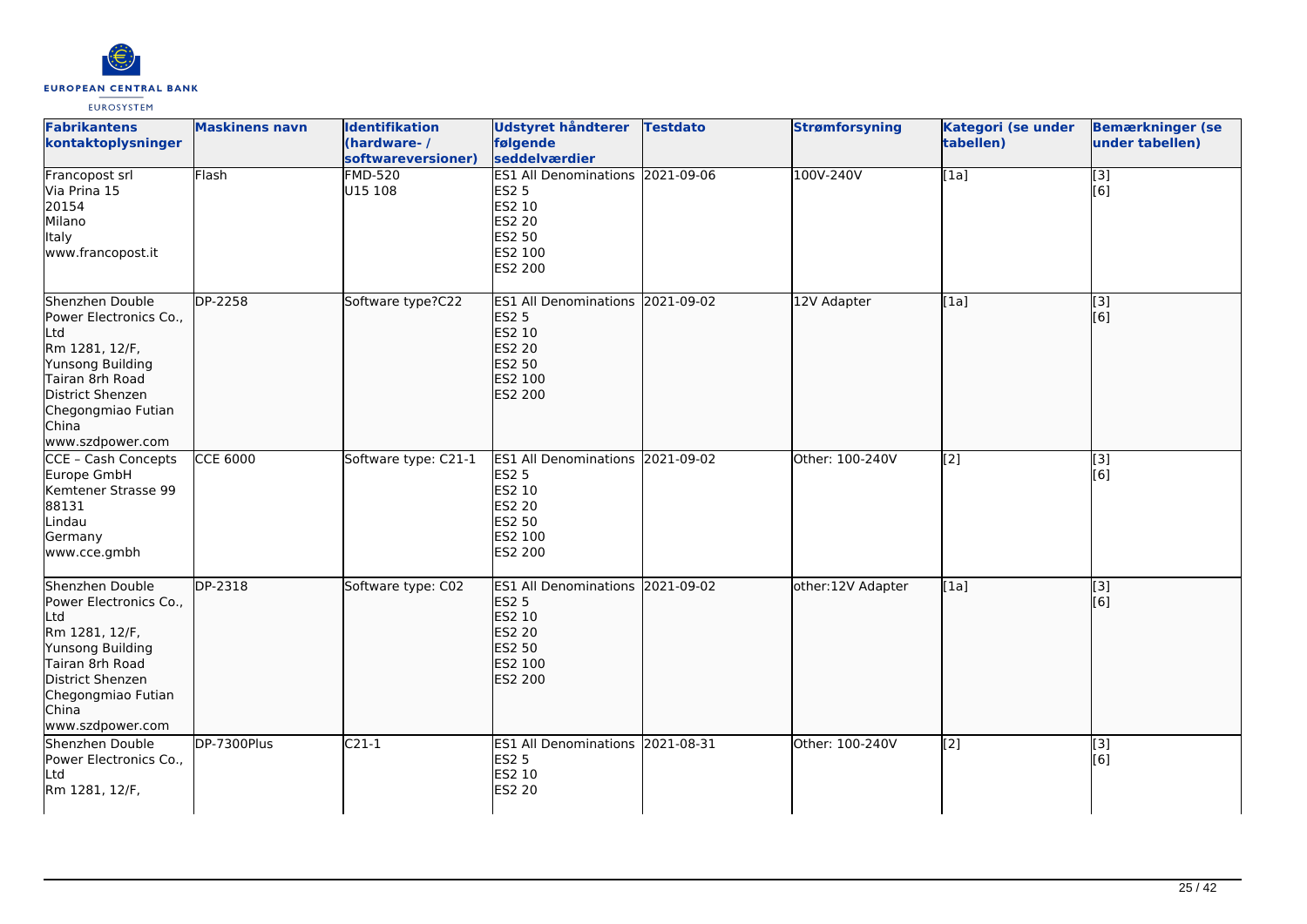| Fabrikantens kontaktoplysninger | Maskinens navn | Identifikation (hardware- / softwareversioner) | Udstyret håndterer følgende seddelværdier | Testdato | Strømforsyning | Kategori (se under tabellen) | Bemærkninger (se under tabellen) |
|---|---|---|---|---|---|---|---|
| Francopost srl<br>Via Prina 15<br>20154<br>Milano<br>Italy<br>www.francopost.it | Flash | FMD-520<br>U15 108 | ES1 All Denominations<br>ES2 5<br>ES2 10<br>ES2 20<br>ES2 50<br>ES2 100<br>ES2 200 | 2021-09-06 | 100V-240V | [1a] | [3]<br>[6] |
| Shenzhen Double Power Electronics Co., Ltd<br>Rm 1281, 12/F,<br>Yunsong Building<br>Tairan 8rh Road<br>District Shenzen<br>Chegongmiao Futian<br>China<br>www.szdpower.com | DP-2258 | Software type?C22 | ES1 All Denominations<br>ES2 5<br>ES2 10<br>ES2 20<br>ES2 50<br>ES2 100<br>ES2 200 | 2021-09-02 | 12V Adapter | [1a] | [3]<br>[6] |
| CCE – Cash Concepts Europe GmbH<br>Kemtener Strasse 99<br>88131<br>Lindau<br>Germany<br>www.cce.gmbh | CCE 6000 | Software type: C21-1 | ES1 All Denominations<br>ES2 5<br>ES2 10<br>ES2 20<br>ES2 50<br>ES2 100<br>ES2 200 | 2021-09-02 | Other: 100-240V | [2] | [3]<br>[6] |
| Shenzhen Double Power Electronics Co., Ltd<br>Rm 1281, 12/F,<br>Yunsong Building<br>Tairan 8rh Road<br>District Shenzen<br>Chegongmiao Futian<br>China<br>www.szdpower.com | DP-2318 | Software type: C02 | ES1 All Denominations<br>ES2 5<br>ES2 10<br>ES2 20<br>ES2 50<br>ES2 100<br>ES2 200 | 2021-09-02 | other:12V Adapter | [1a] | [3]<br>[6] |
| Shenzhen Double Power Electronics Co., Ltd<br>Rm 1281, 12/F, | DP-7300Plus | C21-1 | ES1 All Denominations<br>ES2 5<br>ES2 10<br>ES2 20 | 2021-08-31 | Other: 100-240V | [2] | [3]<br>[6] |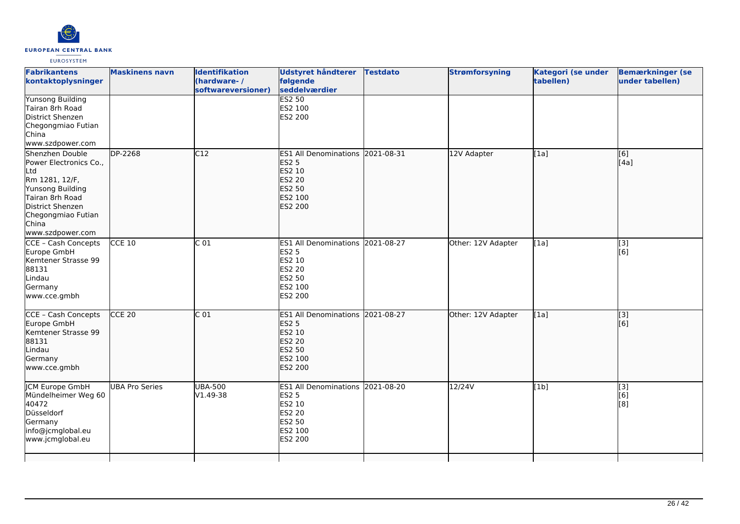| Fabrikantens kontaktoplysninger | Maskinens navn | Identifikation (hardware- / softwareversioner) | Udstyret håndterer følgende seddelværdier | Testdato | Strømforsyning | Kategori (se under tabellen) | Bemærkninger (se under tabellen) |
| --- | --- | --- | --- | --- | --- | --- | --- |
| Yunsong Building<br>Tairan 8rh Road<br>District Shenzen<br>Chegongmiao Futian<br>China<br>www.szdpower.com | | | ES2 50<br>ES2 100<br>ES2 200 | | | | |
| Shenzhen Double Power Electronics Co., Ltd<br>Rm 1281, 12/F,<br>Yunsong Building<br>Tairan 8rh Road<br>District Shenzen<br>Chegongmiao Futian<br>China<br>www.szdpower.com | DP-2268 | C12 | ES1 All Denominations<br>ES2 5<br>ES2 10<br>ES2 20<br>ES2 50<br>ES2 100<br>ES2 200 | 2021-08-31 | 12V Adapter | [1a] | [6]<br>[4a] |
| CCE – Cash Concepts Europe GmbH<br>Kemtener Strasse 99<br>88131<br>Lindau<br>Germany<br>www.cce.gmbh | CCE 10 | C 01 | ES1 All Denominations<br>ES2 5<br>ES2 10<br>ES2 20<br>ES2 50<br>ES2 100<br>ES2 200 | 2021-08-27 | Other: 12V Adapter | [1a] | [3]<br>[6] |
| CCE – Cash Concepts Europe GmbH<br>Kemtener Strasse 99<br>88131<br>Lindau<br>Germany<br>www.cce.gmbh | CCE 20 | C 01 | ES1 All Denominations<br>ES2 5<br>ES2 10<br>ES2 20<br>ES2 50<br>ES2 100<br>ES2 200 | 2021-08-27 | Other: 12V Adapter | [1a] | [3]<br>[6] |
| JCM Europe GmbH<br>Mündelheimer Weg 60<br>40472<br>Düsseldorf<br>Germany<br>info@jcmglobal.eu<br>www.jcmglobal.eu | UBA Pro Series | UBA-500<br>V1.49-38 | ES1 All Denominations<br>ES2 5<br>ES2 10<br>ES2 20<br>ES2 50<br>ES2 100<br>ES2 200 | 2021-08-20 | 12/24V | [1b] | [3]<br>[6]<br>[8] |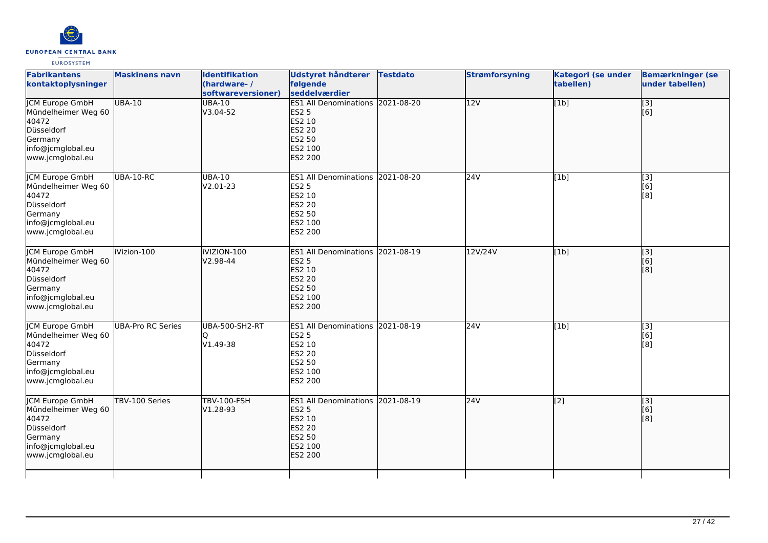| Fabrikantens kontaktoplysninger | Maskinens navn | Identifikation (hardware- / softwareversioner) | Udstyret håndterer følgende seddelværdier | Testdato | Strømforsyning | Kategori (se under tabellen) | Bemærkninger (se under tabellen) |
|---|---|---|---|---|---|---|---|
| JCM Europe GmbH<br>Mündelheimer Weg 60<br>40472<br>Düsseldorf<br>Germany<br>info@jcmglobal.eu<br>www.jcmglobal.eu | UBA-10 | UBA-10<br>V3.04-52 | ES1 All Denominations<br>ES2 5<br>ES2 10<br>ES2 20<br>ES2 50<br>ES2 100<br>ES2 200 | 2021-08-20 | 12V | [1b] | [3]<br>[6] |
| JCM Europe GmbH<br>Mündelheimer Weg 60<br>40472<br>Düsseldorf<br>Germany<br>info@jcmglobal.eu<br>www.jcmglobal.eu | UBA-10-RC | UBA-10<br>V2.01-23 | ES1 All Denominations<br>ES2 5<br>ES2 10<br>ES2 20<br>ES2 50<br>ES2 100<br>ES2 200 | 2021-08-20 | 24V | [1b] | [3]<br>[6]<br>[8] |
| JCM Europe GmbH<br>Mündelheimer Weg 60<br>40472<br>Düsseldorf<br>Germany<br>info@jcmglobal.eu<br>www.jcmglobal.eu | iVizion-100 | iVIZION-100<br>V2.98-44 | ES1 All Denominations<br>ES2 5<br>ES2 10<br>ES2 20<br>ES2 50<br>ES2 100<br>ES2 200 | 2021-08-19 | 12V/24V | [1b] | [3]<br>[6]<br>[8] |
| JCM Europe GmbH<br>Mündelheimer Weg 60<br>40472<br>Düsseldorf<br>Germany<br>info@jcmglobal.eu<br>www.jcmglobal.eu | UBA-Pro RC Series | UBA-500-SH2-RT<br>Q<br>V1.49-38 | ES1 All Denominations<br>ES2 5<br>ES2 10<br>ES2 20<br>ES2 50<br>ES2 100<br>ES2 200 | 2021-08-19 | 24V | [1b] | [3]<br>[6]<br>[8] |
| JCM Europe GmbH<br>Mündelheimer Weg 60<br>40472<br>Düsseldorf<br>Germany<br>info@jcmglobal.eu<br>www.jcmglobal.eu | TBV-100 Series | TBV-100-FSH<br>V1.28-93 | ES1 All Denominations<br>ES2 5<br>ES2 10<br>ES2 20<br>ES2 50<br>ES2 100<br>ES2 200 | 2021-08-19 | 24V | [2] | [3]<br>[6]<br>[8] |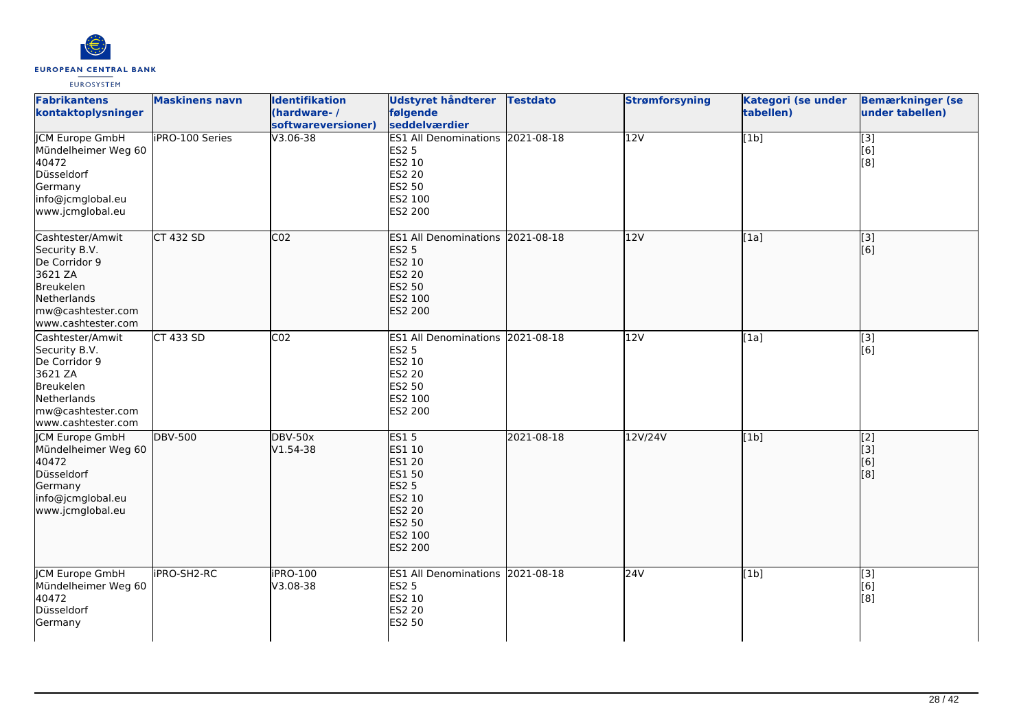| Fabrikantens kontaktoplysninger | Maskinens navn | Identifikation (hardware- / softwareversioner) | Udstyret håndterer følgende seddelværdier | Testdato | Strømforsyning | Kategori (se under tabellen) | Bemærkninger (se under tabellen) |
|---|---|---|---|---|---|---|---|
| JCM Europe GmbH<br>Mündelheimer Weg 60<br>40472<br>Düsseldorf<br>Germany<br>info@jcmglobal.eu<br>www.jcmglobal.eu | iPRO-100 Series | V3.06-38 | ES1 All Denominations<br>ES2 5<br>ES2 10<br>ES2 20<br>ES2 50<br>ES2 100<br>ES2 200 | 2021-08-18 | 12V | [1b] | [3]<br>[6]<br>[8] |
| Cashtester/Amwit Security B.V.<br>De Corridor 9<br>3621 ZA<br>Breukelen<br>Netherlands<br>mw@cashtester.com<br>www.cashtester.com | CT 432 SD | C02 | ES1 All Denominations<br>ES2 5<br>ES2 10<br>ES2 20<br>ES2 50<br>ES2 100<br>ES2 200 | 2021-08-18 | 12V | [1a] | [3]<br>[6] |
| Cashtester/Amwit Security B.V.<br>De Corridor 9<br>3621 ZA<br>Breukelen<br>Netherlands<br>mw@cashtester.com<br>www.cashtester.com | CT 433 SD | C02 | ES1 All Denominations<br>ES2 5<br>ES2 10<br>ES2 20<br>ES2 50<br>ES2 100<br>ES2 200 | 2021-08-18 | 12V | [1a] | [3]<br>[6] |
| JCM Europe GmbH<br>Mündelheimer Weg 60<br>40472<br>Düsseldorf<br>Germany<br>info@jcmglobal.eu<br>www.jcmglobal.eu | DBV-500 | DBV-50x<br>V1.54-38 | ES1 5<br>ES1 10<br>ES1 20<br>ES1 50<br>ES2 5<br>ES2 10<br>ES2 20<br>ES2 50<br>ES2 100<br>ES2 200 | 2021-08-18 | 12V/24V | [1b] | [2]<br>[3]<br>[6]<br>[8] |
| JCM Europe GmbH<br>Mündelheimer Weg 60<br>40472<br>Düsseldorf<br>Germany | iPRO-SH2-RC | iPRO-100<br>V3.08-38 | ES1 All Denominations<br>ES2 5<br>ES2 10<br>ES2 20<br>ES2 50 | 2021-08-18 | 24V | [1b] | [3]<br>[6]<br>[8] |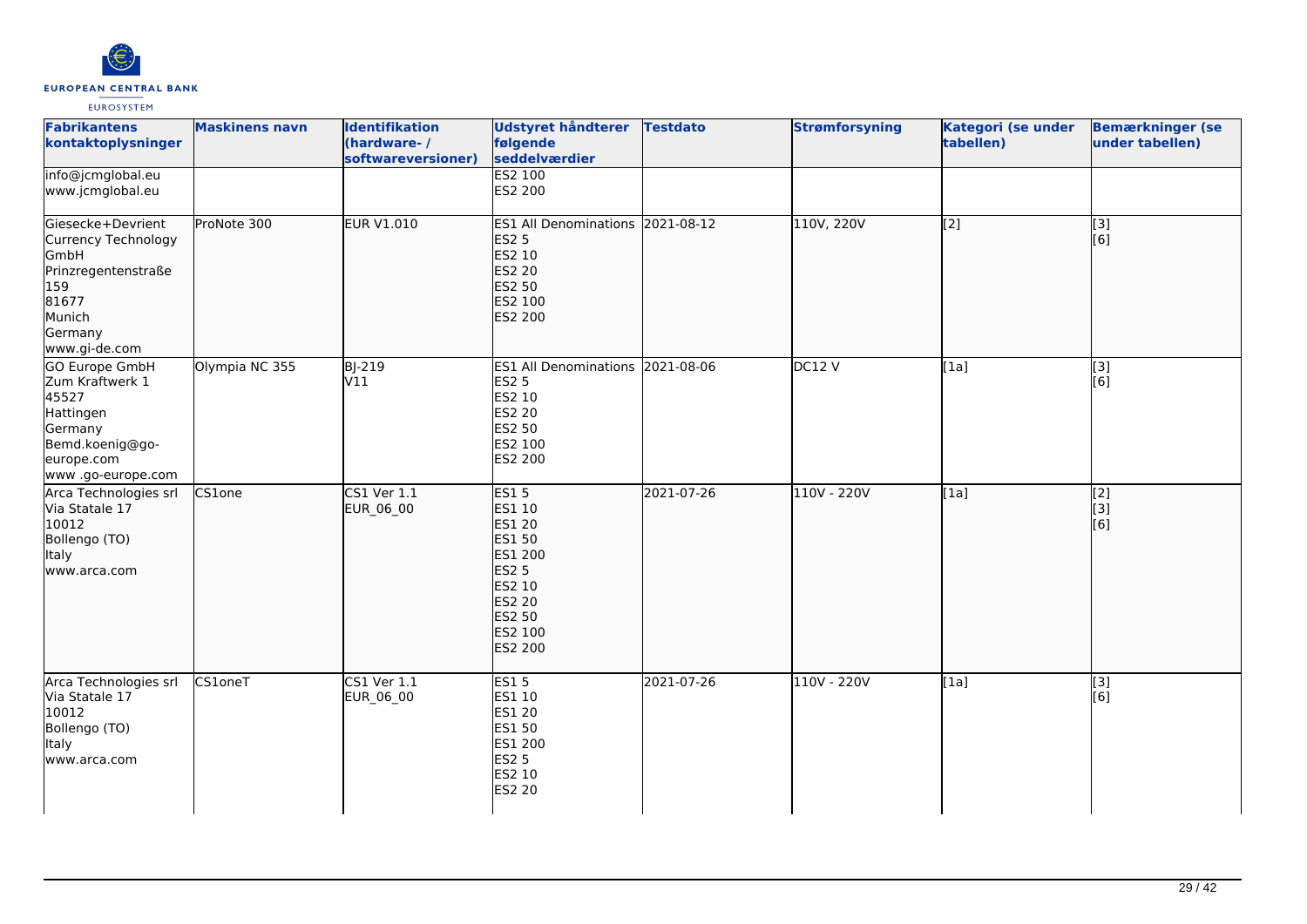| Fabrikantens kontaktoplysninger | Maskinens navn | Identifikation (hardware- / softwareversioner) | Udstyret håndterer følgende seddelværdier | Testdato | Strømforsyning | Kategori (se under tabellen) | Bemærkninger (se under tabellen) |
|---|---|---|---|---|---|---|---|
| info@jcmglobal.eu<br>www.jcmglobal.eu | | | ES2 100<br>ES2 200 | | | | |
| Giesecke+Devrient Currency Technology GmbH<br>Prinzregentenstraße 159<br>81677<br>Munich<br>Germany<br>www.gi-de.com | ProNote 300 | EUR V1.010 | ES1 All Denominations<br>ES2 5<br>ES2 10<br>ES2 20<br>ES2 50<br>ES2 100<br>ES2 200 | 2021-08-12 | 110V, 220V | [2] | [3]<br>[6] |
| GO Europe GmbH<br>Zum Kraftwerk 1<br>45527<br>Hattingen<br>Germany<br>Bemd.koenig@go-europe.com<br>www .go-europe.com | Olympia NC 355 | BJ-219<br>V11 | ES1 All Denominations<br>ES2 5<br>ES2 10<br>ES2 20<br>ES2 50<br>ES2 100<br>ES2 200 | 2021-08-06 | DC12 V | [1a] | [3]<br>[6] |
| Arca Technologies srl<br>Via Statale 17<br>10012<br>Bollengo (TO)<br>Italy<br>www.arca.com | CS1one | CS1 Ver 1.1<br>EUR_06_00 | ES1 5<br>ES1 10<br>ES1 20<br>ES1 50<br>ES1 200<br>ES2 5<br>ES2 10<br>ES2 20<br>ES2 50<br>ES2 100<br>ES2 200 | 2021-07-26 | 110V - 220V | [1a] | [2]<br>[3]<br>[6] |
| Arca Technologies srl<br>Via Statale 17<br>10012<br>Bollengo (TO)<br>Italy<br>www.arca.com | CS1oneT | CS1 Ver 1.1<br>EUR_06_00 | ES1 5<br>ES1 10<br>ES1 20<br>ES1 50<br>ES1 200<br>ES2 5<br>ES2 10<br>ES2 20 | 2021-07-26 | 110V - 220V | [1a] | [3]<br>[6] |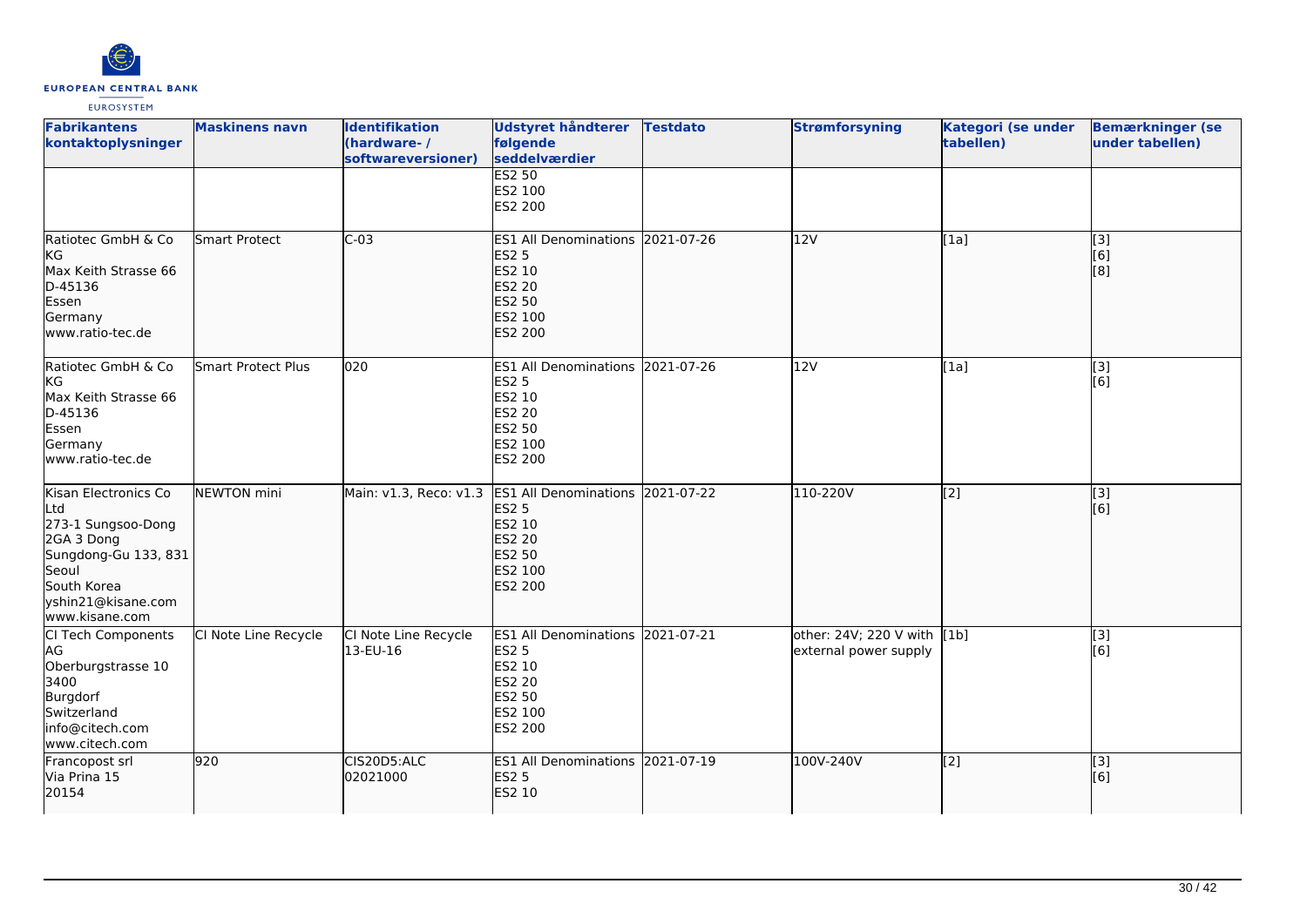| Fabrikantens kontaktoplysninger | Maskinens navn | Identifikation (hardware- / softwareversioner) | Udstyret håndterer følgende seddelværdier | Testdato | Strømforsyning | Kategori (se under tabellen) | Bemærkninger (se under tabellen) |
|---|---|---|---|---|---|---|---|
| | | | ES2 50<br>ES2 100<br>ES2 200 | | | | |
| Ratiotec GmbH & Co KG<br>Max Keith Strasse 66<br>D-45136<br>Essen<br>Germany<br>www.ratio-tec.de | Smart Protect | C-03 | ES1 All Denominations<br>ES2 5<br>ES2 10<br>ES2 20<br>ES2 50<br>ES2 100<br>ES2 200 | 2021-07-26 | 12V | [1a] | [3]<br>[6]<br>[8] |
| Ratiotec GmbH & Co KG<br>Max Keith Strasse 66<br>D-45136<br>Essen<br>Germany<br>www.ratio-tec.de | Smart Protect Plus | 020 | ES1 All Denominations<br>ES2 5<br>ES2 10<br>ES2 20<br>ES2 50<br>ES2 100<br>ES2 200 | 2021-07-26 | 12V | [1a] | [3]<br>[6] |
| Kisan Electronics Co Ltd<br>273-1 Sungsoo-Dong 2GA 3 Dong<br>Sungdong-Gu 133, 831<br>Seoul<br>South Korea<br>yshin21@kisane.com<br>www.kisane.com | NEWTON mini | Main: v1.3, Reco: v1.3 | ES1 All Denominations<br>ES2 5<br>ES2 10<br>ES2 20<br>ES2 50<br>ES2 100<br>ES2 200 | 2021-07-22 | 110-220V | [2] | [3]<br>[6] |
| CI Tech Components AG<br>Oberburgstrasse 10<br>3400<br>Burgdorf<br>Switzerland<br>info@citech.com<br>www.citech.com | CI Note Line Recycle | CI Note Line Recycle 13-EU-16 | ES1 All Denominations<br>ES2 5<br>ES2 10<br>ES2 20<br>ES2 50<br>ES2 100<br>ES2 200 | 2021-07-21 | other: 24V; 220 V with external power supply | [1b] | [3]<br>[6] |
| Francopost srl<br>Via Prina 15<br>20154 | 920 | CIS20D5:ALC 02021000 | ES1 All Denominations<br>ES2 5<br>ES2 10 | 2021-07-19 | 100V-240V | [2] | [3]<br>[6] |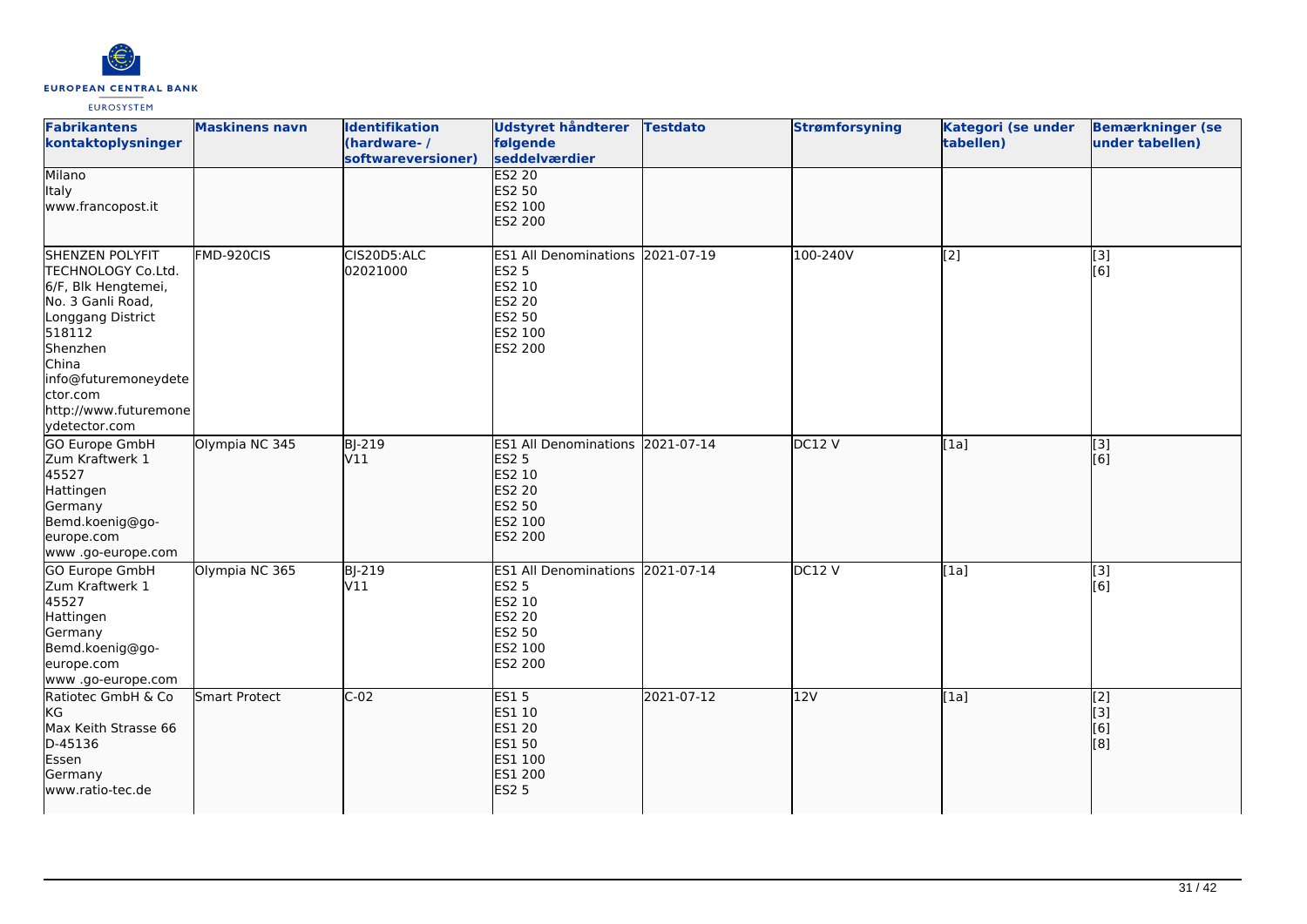| Fabrikantens kontaktoplysninger | Maskinens navn | Identifikation (hardware- / softwareversioner) | Udstyret håndterer følgende seddelværdier | Testdato | Strømforsyning | Kategori (se under tabellen) | Bemærkninger (se under tabellen) |
|---|---|---|---|---|---|---|---|
| Milano<br>Italy<br>www.francopost.it | | | ES2 20<br>ES2 50<br>ES2 100<br>ES2 200 | | | | |
| SHENZEN POLYFIT TECHNOLOGY Co.Ltd.<br>6/F, Blk Hengtemei, No. 3 Ganli Road, Longgang District<br>518112<br>Shenzhen<br>China<br>info@futuremoneydetector.com<br>http://www.futuremoneydetector.com | FMD-920CIS | CIS20D5:ALC<br>02021000 | ES1 All Denominations<br>ES2 5<br>ES2 10<br>ES2 20<br>ES2 50<br>ES2 100<br>ES2 200 | 2021-07-19 | 100-240V | [2] | [3]<br>[6] |
| GO Europe GmbH<br>Zum Kraftwerk 1<br>45527<br>Hattingen<br>Germany<br>Bemd.koenig@go-europe.com<br>www .go-europe.com | Olympia NC 345 | BJ-219<br>V11 | ES1 All Denominations<br>ES2 5<br>ES2 10<br>ES2 20<br>ES2 50<br>ES2 100<br>ES2 200 | 2021-07-14 | DC12 V | [1a] | [3]<br>[6] |
| GO Europe GmbH<br>Zum Kraftwerk 1<br>45527<br>Hattingen<br>Germany<br>Bemd.koenig@go-europe.com<br>www .go-europe.com | Olympia NC 365 | BJ-219<br>V11 | ES1 All Denominations<br>ES2 5<br>ES2 10<br>ES2 20<br>ES2 50<br>ES2 100<br>ES2 200 | 2021-07-14 | DC12 V | [1a] | [3]<br>[6] |
| Ratiotec GmbH & Co KG<br>Max Keith Strasse 66<br>D-45136<br>Essen<br>Germany<br>www.ratio-tec.de | Smart Protect | C-02 | ES1 5<br>ES1 10<br>ES1 20<br>ES1 50<br>ES1 100<br>ES1 200<br>ES2 5 | 2021-07-12 | 12V | [1a] | [2]<br>[3]<br>[6]<br>[8] |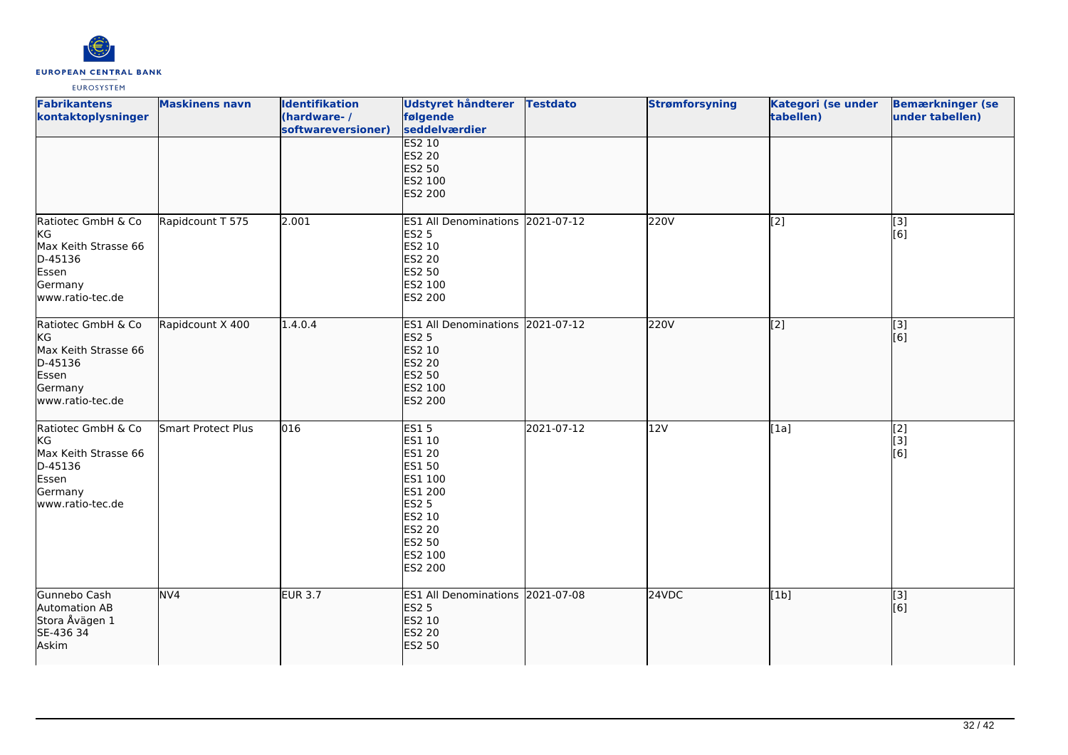| Fabrikantens kontaktoplysninger | Maskinens navn | Identifikation (hardware- / softwareversioner) | Udstyret håndterer følgende seddelværdier | Testdato | Strømforsyning | Kategori (se under tabellen) | Bemærkninger (se under tabellen) |
|---|---|---|---|---|---|---|---|
| | | | ES2 10<br>ES2 20<br>ES2 50<br>ES2 100<br>ES2 200 | | | | |
| Ratiotec GmbH & Co KG<br>Max Keith Strasse 66<br>D-45136<br>Essen<br>Germany<br>www.ratio-tec.de | Rapidcount T 575 | 2.001 | ES1 All Denominations<br>ES2 5<br>ES2 10<br>ES2 20<br>ES2 50<br>ES2 100<br>ES2 200 | 2021-07-12 | 220V | [2] | [3]<br>[6] |
| Ratiotec GmbH & Co KG<br>Max Keith Strasse 66<br>D-45136<br>Essen<br>Germany<br>www.ratio-tec.de | Rapidcount X 400 | 1.4.0.4 | ES1 All Denominations<br>ES2 5<br>ES2 10<br>ES2 20<br>ES2 50<br>ES2 100<br>ES2 200 | 2021-07-12 | 220V | [2] | [3]<br>[6] |
| Ratiotec GmbH & Co KG<br>Max Keith Strasse 66<br>D-45136<br>Essen<br>Germany<br>www.ratio-tec.de | Smart Protect Plus | 016 | ES1 5<br>ES1 10<br>ES1 20<br>ES1 50<br>ES1 100<br>ES1 200<br>ES2 5<br>ES2 10<br>ES2 20<br>ES2 50<br>ES2 100<br>ES2 200 | 2021-07-12 | 12V | [1a] | [2]<br>[3]<br>[6] |
| Gunnebo Cash Automation AB<br>Stora Åvägen 1<br>SE-436 34<br>Askim | NV4 | EUR 3.7 | ES1 All Denominations<br>ES2 5<br>ES2 10<br>ES2 20<br>ES2 50 | 2021-07-08 | 24VDC | [1b] | [3]<br>[6] |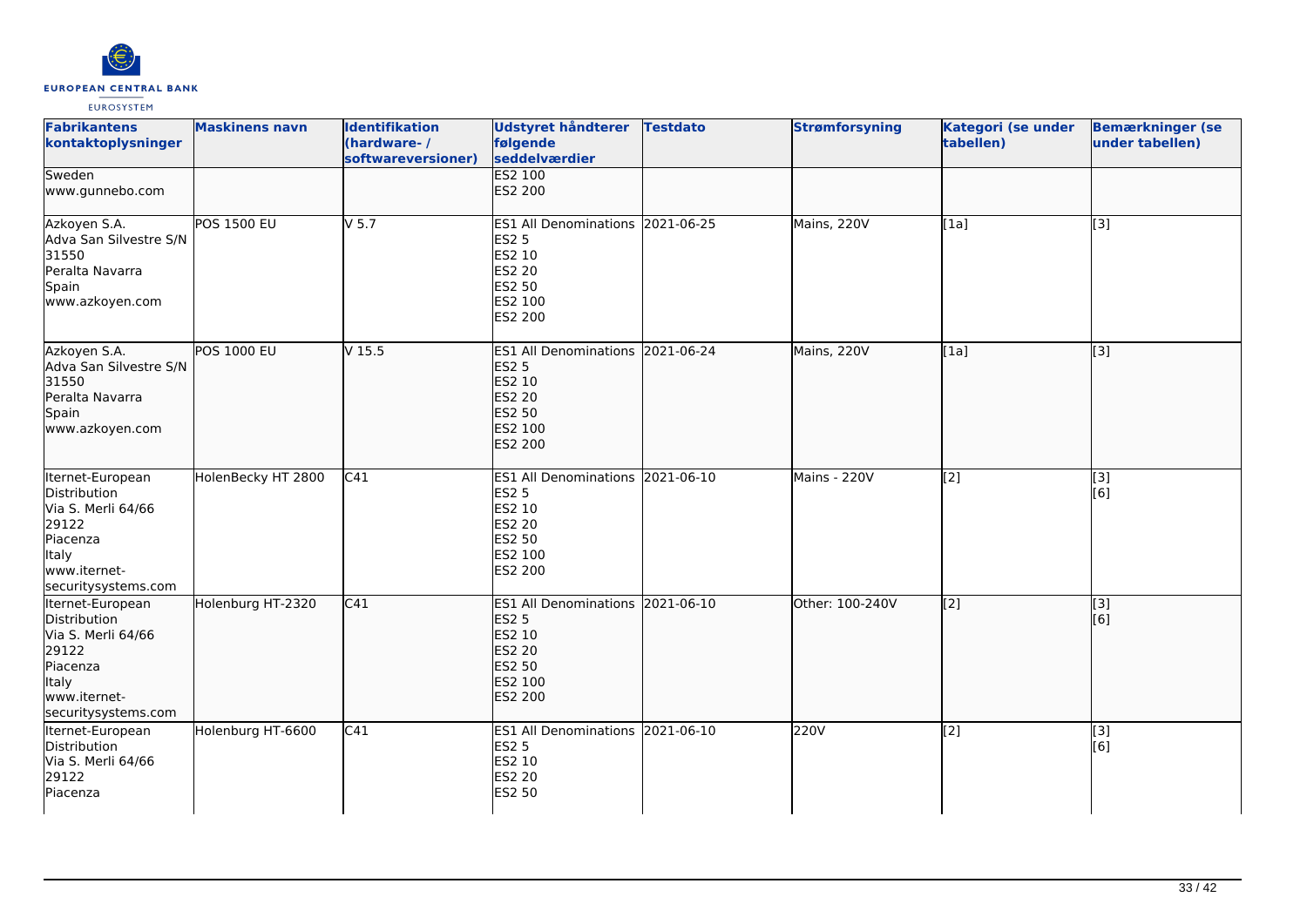| Fabrikantens kontaktoplysninger | Maskinens navn | Identifikation (hardware- / softwareversioner) | Udstyret håndterer følgende seddelværdier | Testdato | Strømforsyning | Kategori (se under tabellen) | Bemærkninger (se under tabellen) |
|---|---|---|---|---|---|---|---|
| Sweden<br>www.gunnebo.com | | | ES2 100<br>ES2 200 | | | | |
| Azkoyen S.A.<br>Adva San Silvestre S/N<br>31550<br>Peralta Navarra<br>Spain<br>www.azkoyen.com | POS 1500 EU | V 5.7 | ES1 All Denominations<br>ES2 5<br>ES2 10<br>ES2 20<br>ES2 50<br>ES2 100<br>ES2 200 | 2021-06-25 | Mains, 220V | [1a] | [3] |
| Azkoyen S.A.<br>Adva San Silvestre S/N<br>31550<br>Peralta Navarra<br>Spain<br>www.azkoyen.com | POS 1000 EU | V 15.5 | ES1 All Denominations<br>ES2 5<br>ES2 10<br>ES2 20<br>ES2 50<br>ES2 100<br>ES2 200 | 2021-06-24 | Mains, 220V | [1a] | [3] |
| Iternet-European Distribution<br>Via S. Merli 64/66<br>29122<br>Piacenza<br>Italy<br>www.iternet-securitysystems.com | HolenBecky HT 2800 | C41 | ES1 All Denominations<br>ES2 5<br>ES2 10<br>ES2 20<br>ES2 50<br>ES2 100<br>ES2 200 | 2021-06-10 | Mains - 220V | [2] | [3]<br>[6] |
| Iternet-European Distribution<br>Via S. Merli 64/66<br>29122<br>Piacenza<br>Italy<br>www.iternet-securitysystems.com | Holenburg HT-2320 | C41 | ES1 All Denominations<br>ES2 5<br>ES2 10<br>ES2 20<br>ES2 50<br>ES2 100<br>ES2 200 | 2021-06-10 | Other: 100-240V | [2] | [3]<br>[6] |
| Iternet-European Distribution<br>Via S. Merli 64/66<br>29122<br>Piacenza | Holenburg HT-6600 | C41 | ES1 All Denominations<br>ES2 5<br>ES2 10<br>ES2 20<br>ES2 50 | 2021-06-10 | 220V | [2] | [3]<br>[6] |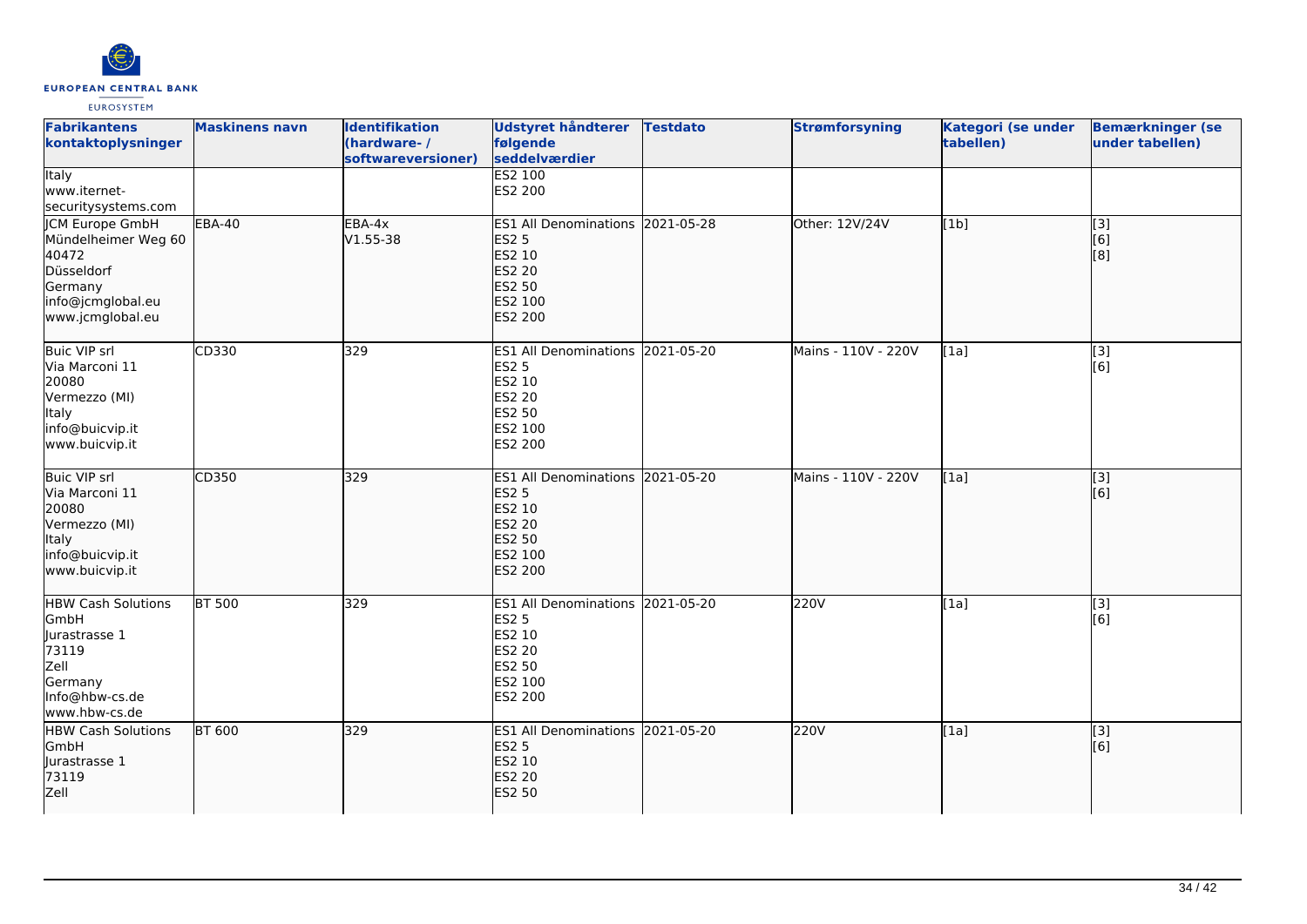| Fabrikantens kontaktoplysninger | Maskinens navn | Identifikation (hardware- / softwareversioner) | Udstyret håndterer følgende seddelværdier | Testdato | Strømforsyning | Kategori (se under tabellen) | Bemærkninger (se under tabellen) |
|---|---|---|---|---|---|---|---|
| Italy<br>www.iternet-securitysystems.com | | | ES2 100<br>ES2 200 | | | | |
| JCM Europe GmbH<br>Mündelheimer Weg 60<br>40472<br>Düsseldorf<br>Germany<br>info@jcmglobal.eu<br>www.jcmglobal.eu | EBA-40 | EBA-4x<br>V1.55-38 | ES1 All Denominations<br>ES2 5<br>ES2 10<br>ES2 20<br>ES2 50<br>ES2 100<br>ES2 200 | 2021-05-28 | Other: 12V/24V | [1b] | [3]<br>[6]<br>[8] |
| Buic VIP srl<br>Via Marconi 11<br>20080<br>Vermezzo (MI)<br>Italy<br>info@buicvip.it<br>www.buicvip.it | CD330 | 329 | ES1 All Denominations<br>ES2 5<br>ES2 10<br>ES2 20<br>ES2 50<br>ES2 100<br>ES2 200 | 2021-05-20 | Mains - 110V - 220V | [1a] | [3]<br>[6] |
| Buic VIP srl<br>Via Marconi 11<br>20080<br>Vermezzo (MI)<br>Italy<br>info@buicvip.it<br>www.buicvip.it | CD350 | 329 | ES1 All Denominations<br>ES2 5<br>ES2 10<br>ES2 20<br>ES2 50<br>ES2 100<br>ES2 200 | 2021-05-20 | Mains - 110V - 220V | [1a] | [3]<br>[6] |
| HBW Cash Solutions GmbH<br>Jurastrasse 1<br>73119<br>Zell<br>Germany<br>Info@hbw-cs.de<br>www.hbw-cs.de | BT 500 | 329 | ES1 All Denominations<br>ES2 5<br>ES2 10<br>ES2 20<br>ES2 50<br>ES2 100<br>ES2 200 | 2021-05-20 | 220V | [1a] | [3]<br>[6] |
| HBW Cash Solutions GmbH<br>Jurastrasse 1<br>73119<br>Zell | BT 600 | 329 | ES1 All Denominations<br>ES2 5<br>ES2 10<br>ES2 20<br>ES2 50 | 2021-05-20 | 220V | [1a] | [3]<br>[6] |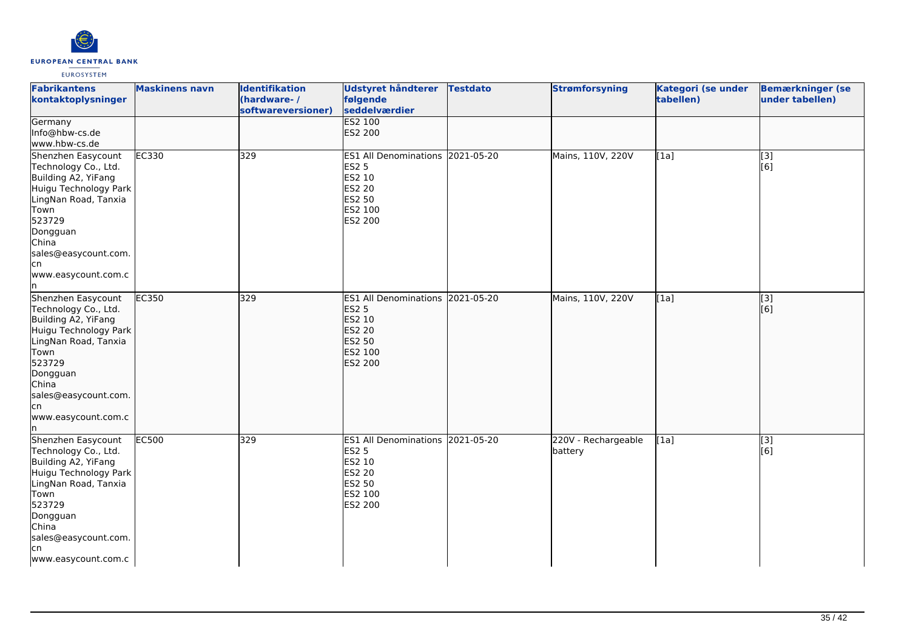| Fabrikantens kontaktoplysninger | Maskinens navn | Identifikation (hardware- / softwareversioner) | Udstyret håndterer følgende seddelværdier | Testdato | Strømforsyning | Kategori (se under tabellen) | Bemærkninger (se under tabellen) |
|---|---|---|---|---|---|---|---|
| Germany<br>Info@hbw-cs.de<br>www.hbw-cs.de | | | ES2 100<br>ES2 200 | | | | |
| Shenzhen Easycount Technology Co., Ltd.<br>Building A2, YiFang Huigu Technology Park<br>LingNan Road, Tanxia Town<br>523729<br>Dongguan<br>China<br>sales@easycount.com.cn<br>www.easycount.com.cn | EC330 | 329 | ES1 All Denominations<br>ES2 5<br>ES2 10<br>ES2 20<br>ES2 50<br>ES2 100<br>ES2 200 | 2021-05-20 | Mains, 110V, 220V | [1a] | [3]<br>[6] |
| Shenzhen Easycount Technology Co., Ltd.<br>Building A2, YiFang Huigu Technology Park<br>LingNan Road, Tanxia Town<br>523729<br>Dongguan<br>China<br>sales@easycount.com.cn<br>www.easycount.com.cn | EC350 | 329 | ES1 All Denominations<br>ES2 5<br>ES2 10<br>ES2 20<br>ES2 50<br>ES2 100<br>ES2 200 | 2021-05-20 | Mains, 110V, 220V | [1a] | [3]<br>[6] |
| Shenzhen Easycount Technology Co., Ltd.<br>Building A2, YiFang Huigu Technology Park<br>LingNan Road, Tanxia Town<br>523729<br>Dongguan<br>China<br>sales@easycount.com.cn<br>www.easycount.com.c | EC500 | 329 | ES1 All Denominations<br>ES2 5<br>ES2 10<br>ES2 20<br>ES2 50<br>ES2 100<br>ES2 200 | 2021-05-20 | 220V - Rechargeable battery | [1a] | [3]<br>[6] |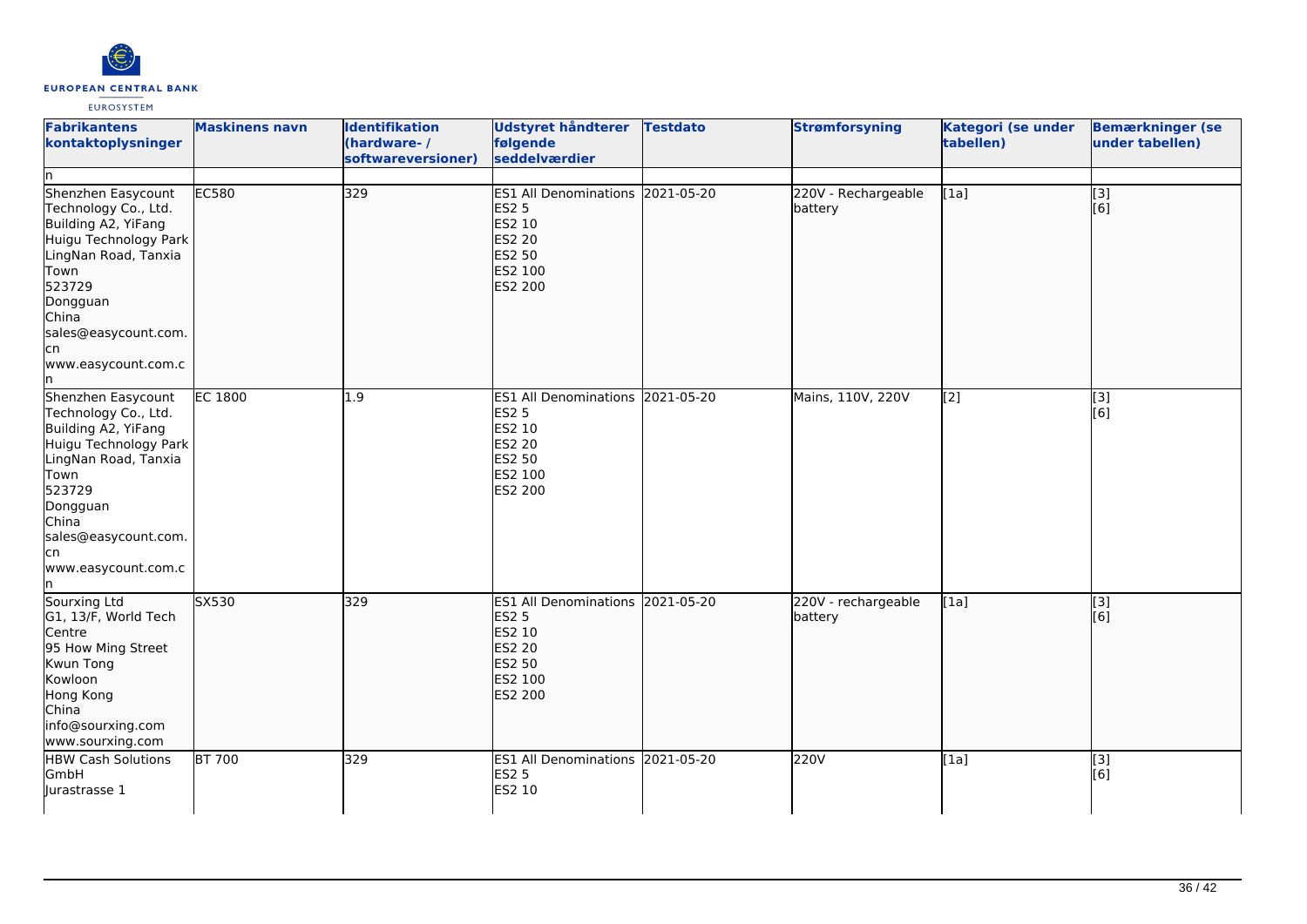| Fabrikantens kontaktoplysninger | Maskinens navn | Identifikation (hardware- / softwareversioner) | Udstyret håndterer følgende seddelværdier | Testdato | Strømforsyning | Kategori (se under tabellen) | Bemærkninger (se under tabellen) |
|---|---|---|---|---|---|---|---|
| n | | | | | | | |
| Shenzhen Easycount Technology Co., Ltd.<br>Building A2, YiFang Huigu Technology Park LingNan Road, Tanxia Town<br>523729<br>Dongguan<br>China<br>sales@easycount.com.cn<br>www.easycount.com.cn | EC580 | 329 | ES1 All Denominations<br>ES2 5<br>ES2 10<br>ES2 20<br>ES2 50<br>ES2 100<br>ES2 200 | 2021-05-20 | 220V - Rechargeable battery | [1a] | [3]<br>[6] |
| Shenzhen Easycount Technology Co., Ltd.<br>Building A2, YiFang Huigu Technology Park LingNan Road, Tanxia Town<br>523729<br>Dongguan<br>China<br>sales@easycount.com.cn<br>www.easycount.com.cn | EC 1800 | 1.9 | ES1 All Denominations<br>ES2 5<br>ES2 10<br>ES2 20<br>ES2 50<br>ES2 100<br>ES2 200 | 2021-05-20 | Mains, 110V, 220V | [2] | [3]<br>[6] |
| Sourxing Ltd<br>G1, 13/F, World Tech Centre<br>95 How Ming Street<br>Kwun Tong<br>Kowloon<br>Hong Kong<br>China<br>info@sourxing.com<br>www.sourxing.com | SX530 | 329 | ES1 All Denominations<br>ES2 5<br>ES2 10<br>ES2 20<br>ES2 50<br>ES2 100<br>ES2 200 | 2021-05-20 | 220V - rechargeable battery | [1a] | [3]<br>[6] |
| HBW Cash Solutions GmbH<br>Jurastrasse 1 | BT 700 | 329 | ES1 All Denominations<br>ES2 5<br>ES2 10 | 2021-05-20 | 220V | [1a] | [3]<br>[6] |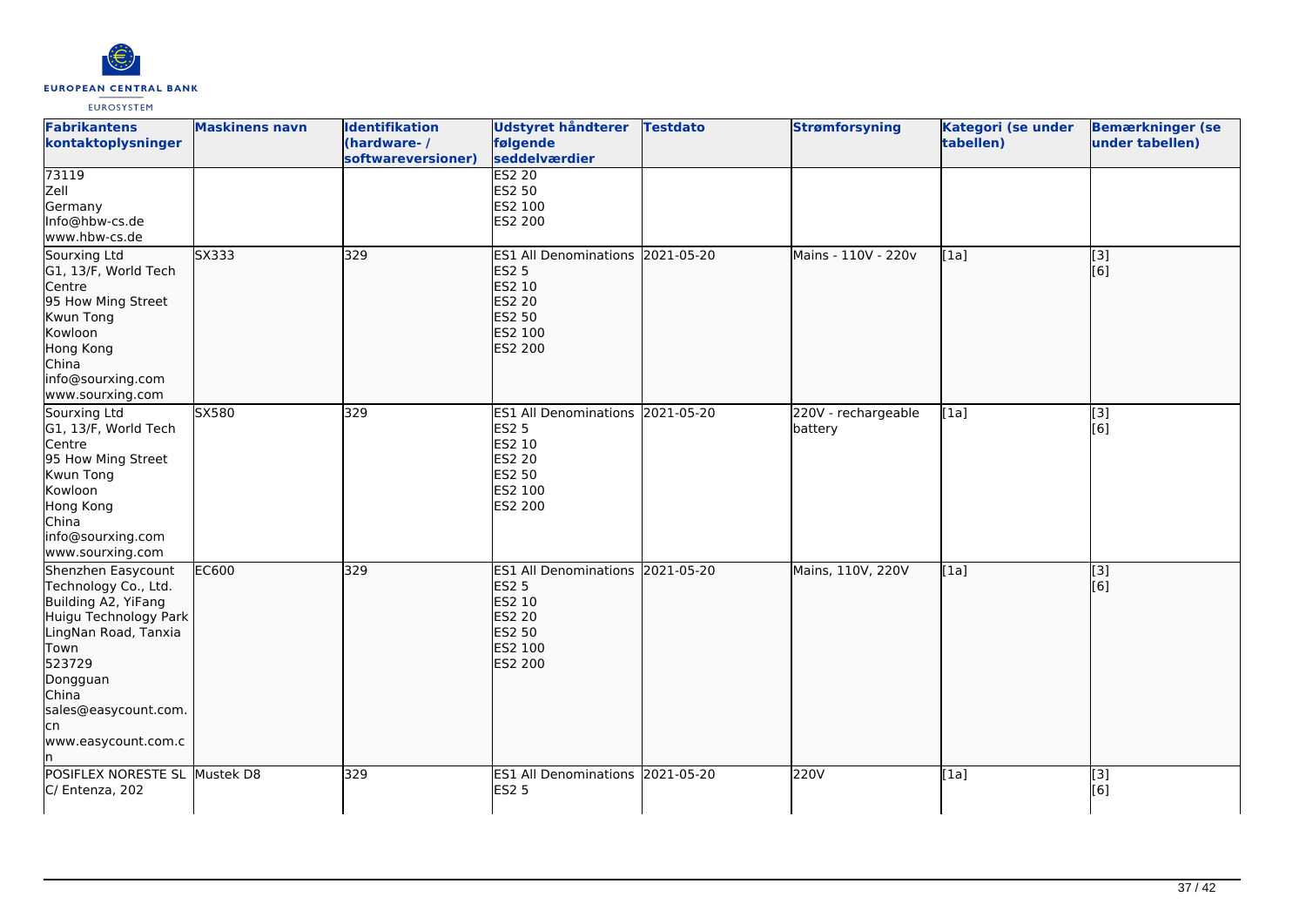| Fabrikantens kontaktoplysninger | Maskinens navn | Identifikation (hardware- / softwareversioner) | Udstyret håndterer følgende seddelværdier | Testdato | Strømforsyning | Kategori (se under tabellen) | Bemærkninger (se under tabellen) |
| --- | --- | --- | --- | --- | --- | --- | --- |
| 73119<br>Zell<br>Germany<br>Info@hbw-cs.de<br>www.hbw-cs.de | | | ES2 20<br>ES2 50<br>ES2 100<br>ES2 200 | | | | |
| Sourxing Ltd<br>G1, 13/F, World Tech Centre<br>95 How Ming Street<br>Kwun Tong<br>Kowloon<br>Hong Kong<br>China<br>info@sourxing.com<br>www.sourxing.com | SX333 | 329 | ES1 All Denominations<br>ES2 5<br>ES2 10<br>ES2 20<br>ES2 50<br>ES2 100<br>ES2 200 | 2021-05-20 | Mains - 110V - 220v | [1a] | [3]<br>[6] |
| Sourxing Ltd<br>G1, 13/F, World Tech Centre<br>95 How Ming Street<br>Kwun Tong<br>Kowloon<br>Hong Kong<br>China<br>info@sourxing.com<br>www.sourxing.com | SX580 | 329 | ES1 All Denominations<br>ES2 5<br>ES2 10<br>ES2 20<br>ES2 50<br>ES2 100<br>ES2 200 | 2021-05-20 | 220V - rechargeable battery | [1a] | [3]<br>[6] |
| Shenzhen Easycount Technology Co., Ltd.<br>Building A2, YiFang Huigu Technology Park<br>LingNan Road, Tanxia Town<br>523729<br>Dongguan<br>China<br>sales@easycount.com.cn<br>www.easycount.com.cn | EC600 | 329 | ES1 All Denominations<br>ES2 5<br>ES2 10<br>ES2 20<br>ES2 50<br>ES2 100<br>ES2 200 | 2021-05-20 | Mains, 110V, 220V | [1a] | [3]<br>[6] |
| POSIFLEX NORESTE SL<br>C/ Entenza, 202 | Mustek D8 | 329 | ES1 All Denominations<br>ES2 5 | 2021-05-20 | 220V | [1a] | [3]<br>[6] |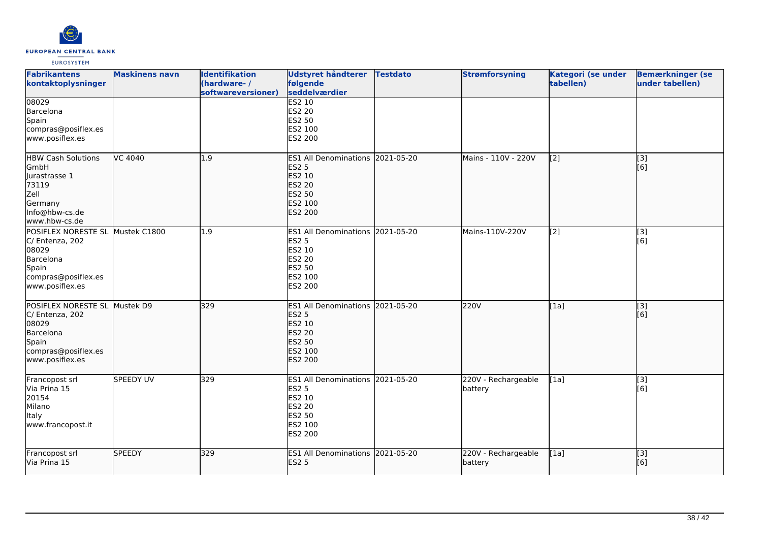| Fabrikantens kontaktoplysninger | Maskinens navn | Identifikation (hardware- / softwareversioner) | Udstyret håndterer følgende seddelværdier | Testdato | Strømforsyning | Kategori (se under tabellen) | Bemærkninger (se under tabellen) |
|---|---|---|---|---|---|---|---|
| 08029<br>Barcelona<br>Spain<br>compras@posiflex.es<br>www.posiflex.es | | | ES2 10<br>ES2 20<br>ES2 50<br>ES2 100<br>ES2 200 | | | | |
| HBW Cash Solutions GmbH<br>Jurastrasse 1<br>73119<br>Zell<br>Germany<br>Info@hbw-cs.de<br>www.hbw-cs.de | VC 4040 | 1.9 | ES1 All Denominations<br>ES2 5<br>ES2 10<br>ES2 20<br>ES2 50<br>ES2 100<br>ES2 200 | 2021-05-20 | Mains - 110V - 220V | [2] | [3]<br>[6] |
| POSIFLEX NORESTE SL<br>C/ Entenza, 202<br>08029<br>Barcelona<br>Spain<br>compras@posiflex.es<br>www.posiflex.es | Mustek C1800 | 1.9 | ES1 All Denominations<br>ES2 5<br>ES2 10<br>ES2 20<br>ES2 50<br>ES2 100<br>ES2 200 | 2021-05-20 | Mains-110V-220V | [2] | [3]<br>[6] |
| POSIFLEX NORESTE SL<br>C/ Entenza, 202<br>08029<br>Barcelona<br>Spain<br>compras@posiflex.es<br>www.posiflex.es | Mustek D9 | 329 | ES1 All Denominations<br>ES2 5<br>ES2 10<br>ES2 20<br>ES2 50<br>ES2 100<br>ES2 200 | 2021-05-20 | 220V | [1a] | [3]<br>[6] |
| Francopost srl<br>Via Prina 15<br>20154<br>Milano<br>Italy<br>www.francopost.it | SPEEDY UV | 329 | ES1 All Denominations<br>ES2 5<br>ES2 10<br>ES2 20<br>ES2 50<br>ES2 100<br>ES2 200 | 2021-05-20 | 220V - Rechargeable battery | [1a] | [3]<br>[6] |
| Francopost srl<br>Via Prina 15 | SPEEDY | 329 | ES1 All Denominations<br>ES2 5 | 2021-05-20 | 220V - Rechargeable battery | [1a] | [3]<br>[6] |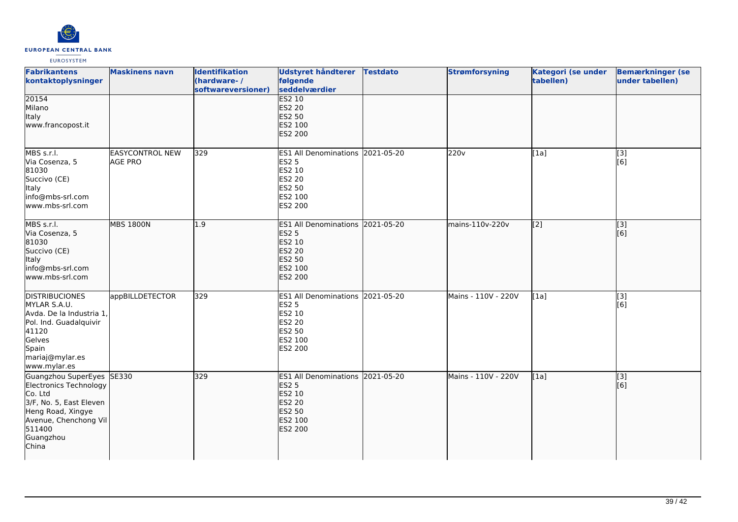| Fabrikantens kontaktoplysninger | Maskinens navn | Identifikation (hardware- / softwareversioner) | Udstyret håndterer følgende seddelværdier | Testdato | Strømforsyning | Kategori (se under tabellen) | Bemærkninger (se under tabellen) |
|---|---|---|---|---|---|---|---|
| 20154<br>Milano<br>Italy<br>www.francopost.it | | | ES2 10<br>ES2 20<br>ES2 50<br>ES2 100<br>ES2 200 | | | | |
| MBS s.r.l.<br>Via Cosenza, 5<br>81030<br>Succivo (CE)<br>Italy<br>info@mbs-srl.com<br>www.mbs-srl.com | EASYCONTROL NEW AGE PRO | 329 | ES1 All Denominations<br>ES2 5<br>ES2 10<br>ES2 20<br>ES2 50<br>ES2 100<br>ES2 200 | 2021-05-20 | 220v | [1a] | [3]<br>[6] |
| MBS s.r.l.<br>Via Cosenza, 5<br>81030<br>Succivo (CE)<br>Italy<br>info@mbs-srl.com<br>www.mbs-srl.com | MBS 1800N | 1.9 | ES1 All Denominations<br>ES2 5<br>ES2 10<br>ES2 20<br>ES2 50<br>ES2 100<br>ES2 200 | 2021-05-20 | mains-110v-220v | [2] | [3]<br>[6] |
| DISTRIBUCIONES MYLAR S.A.U.<br>Avda. De la Industria 1, Pol. Ind. Guadalquivir<br>41120<br>Gelves<br>Spain<br>mariaj@mylar.es<br>www.mylar.es | appBILLDETECTOR | 329 | ES1 All Denominations<br>ES2 5<br>ES2 10<br>ES2 20<br>ES2 50<br>ES2 100<br>ES2 200 | 2021-05-20 | Mains - 110V - 220V | [1a] | [3]<br>[6] |
| Guangzhou SuperEyes Electronics Technology Co. Ltd<br>3/F, No. 5, East Eleven Heng Road, Xingye Avenue, Chenchong Vil<br>511400<br>Guangzhou<br>China | SE330 | 329 | ES1 All Denominations<br>ES2 5<br>ES2 10<br>ES2 20<br>ES2 50<br>ES2 100<br>ES2 200 | 2021-05-20 | Mains - 110V - 220V | [1a] | [3]<br>[6] |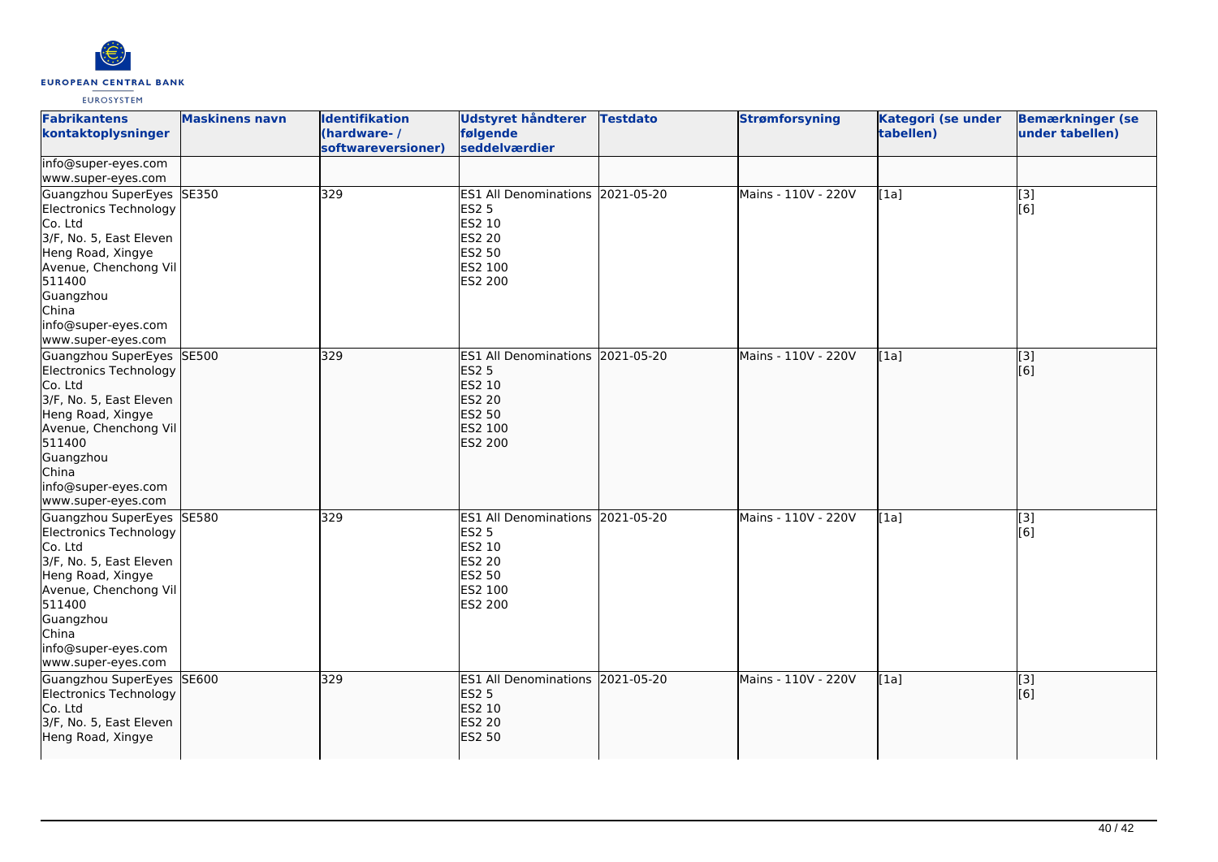| Fabrikantens kontaktoplysninger | Maskinens navn | Identifikation (hardware- / softwareversioner) | Udstyret håndterer følgende seddelværdier | Testdato | Strømforsyning | Kategori (se under tabellen) | Bemærkninger (se under tabellen) |
|---|---|---|---|---|---|---|---|
| info@super-eyes.com<br>www.super-eyes.com | | | | | | | |
| Guangzhou SuperEyes Electronics Technology Co. Ltd<br>3/F, No. 5, East Eleven Heng Road, Xingye Avenue, Chenchong Vil<br>511400<br>Guangzhou<br>China<br>info@super-eyes.com<br>www.super-eyes.com | SE350 | 329 | ES1 All Denominations<br>ES2 5<br>ES2 10<br>ES2 20<br>ES2 50<br>ES2 100<br>ES2 200 | 2021-05-20 | Mains - 110V - 220V | [1a] | [3]<br>[6] |
| Guangzhou SuperEyes Electronics Technology Co. Ltd<br>3/F, No. 5, East Eleven Heng Road, Xingye Avenue, Chenchong Vil<br>511400<br>Guangzhou<br>China<br>info@super-eyes.com<br>www.super-eyes.com | SE500 | 329 | ES1 All Denominations<br>ES2 5<br>ES2 10<br>ES2 20<br>ES2 50<br>ES2 100<br>ES2 200 | 2021-05-20 | Mains - 110V - 220V | [1a] | [3]<br>[6] |
| Guangzhou SuperEyes Electronics Technology Co. Ltd<br>3/F, No. 5, East Eleven Heng Road, Xingye Avenue, Chenchong Vil<br>511400<br>Guangzhou<br>China<br>info@super-eyes.com<br>www.super-eyes.com | SE580 | 329 | ES1 All Denominations<br>ES2 5<br>ES2 10<br>ES2 20<br>ES2 50<br>ES2 100<br>ES2 200 | 2021-05-20 | Mains - 110V - 220V | [1a] | [3]<br>[6] |
| Guangzhou SuperEyes Electronics Technology Co. Ltd<br>3/F, No. 5, East Eleven Heng Road, Xingye | SE600 | 329 | ES1 All Denominations<br>ES2 5<br>ES2 10<br>ES2 20<br>ES2 50 | 2021-05-20 | Mains - 110V - 220V | [1a] | [3]<br>[6] |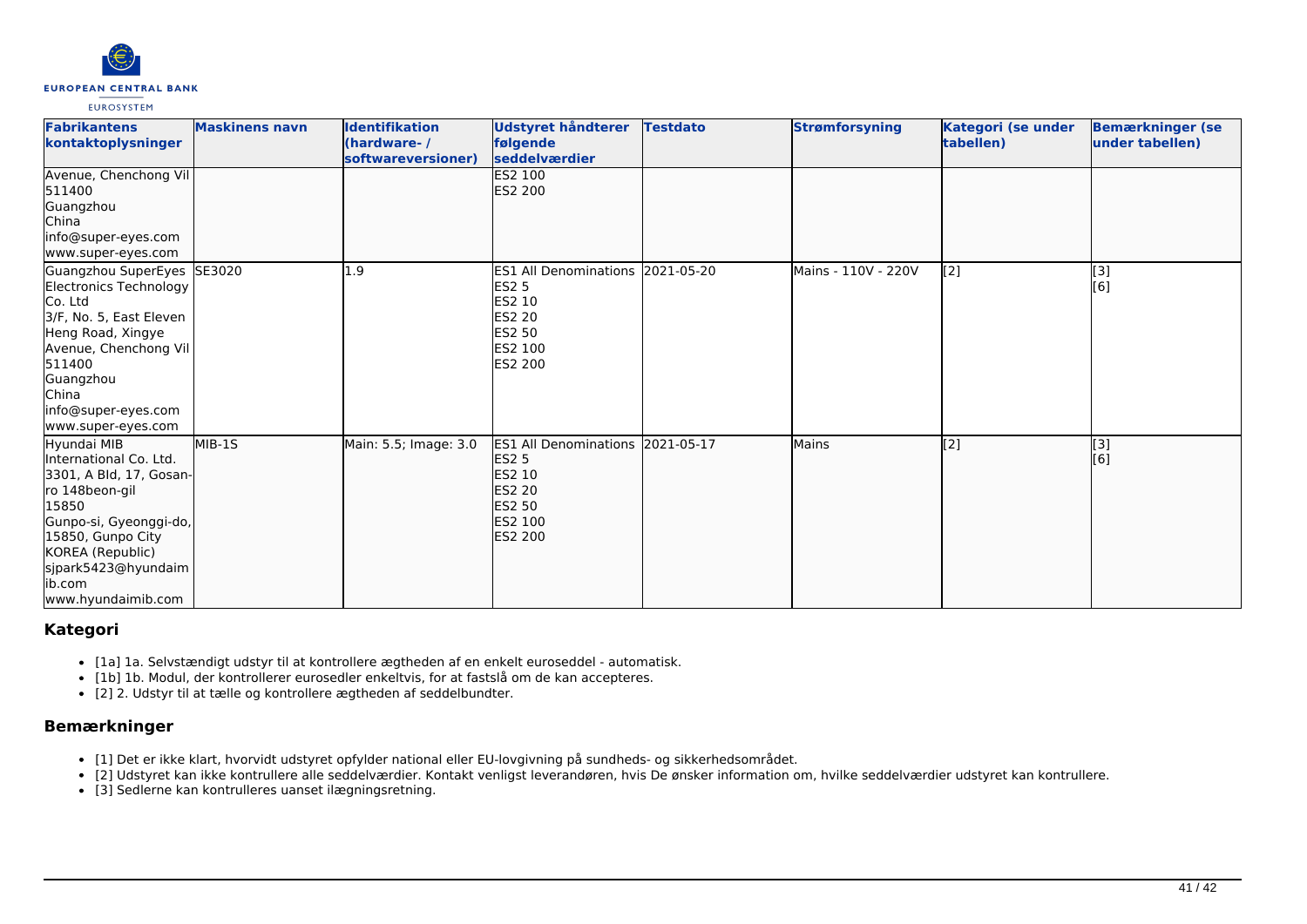| Fabrikantens kontaktoplysninger | Maskinens navn | Identifikation (hardware- / softwareversioner) | Udstyret håndterer følgende seddelværdier | Testdato | Strømforsyning | Kategori (se under tabellen) | Bemærkninger (se under tabellen) |
|---|---|---|---|---|---|---|---|
| Avenue, Chenchong Vil<br>511400<br>Guangzhou<br>China<br>info@super-eyes.com<br>www.super-eyes.com | | | ES2 100<br>ES2 200 | | | | |
| Guangzhou SuperEyes Electronics Technology Co. Ltd<br>3/F, No. 5, East Eleven Heng Road, Xingye Avenue, Chenchong Vil<br>511400<br>Guangzhou<br>China<br>info@super-eyes.com<br>www.super-eyes.com | SE3020 | 1.9 | ES1 All Denominations<br>ES2 5<br>ES2 10<br>ES2 20<br>ES2 50<br>ES2 100<br>ES2 200 | 2021-05-20 | Mains - 110V - 220V | [2] | [3]<br>[6] |
| Hyundai MIB International Co. Ltd.<br>3301, A Bld, 17, Gosan-ro 148beon-gil<br>15850<br>Gunpo-si, Gyeonggi-do, 15850, Gunpo City<br>KOREA (Republic)<br>sjpark5423@hyundaimib.com<br>www.hyundaimib.com | MIB-1S | Main: 5.5; Image: 3.0 | ES1 All Denominations<br>ES2 5<br>ES2 10<br>ES2 20<br>ES2 50<br>ES2 100<br>ES2 200 | 2021-05-17 | Mains | [2] | [3]<br>[6] |

## Kategori

- [1a] 1a. Selvstændigt udstyr til at kontrollere ægtheden af en enkelt euroseddel - automatisk.
- [1b] 1b. Modul, der kontrollerer eurosedler enkeltvis, for at fastslå om de kan accepteres.
- [2] 2. Udstyr til at tælle og kontrollere ægtheden af seddelbundter.

## Bemærkninger

- [1] Det er ikke klart, hvorvidt udstyret opfylder national eller EU-lovgivning på sundheds- og sikkerhedsområdet.
- [2] Udstyret kan ikke kontrollere alle seddelværdier. Kontakt venligst leverandøren, hvis De ønsker information om, hvilke seddelværdier udstyret kan kontrollere.
- [3] Sedlerne kan kontrolleres uanset ilægningsretning.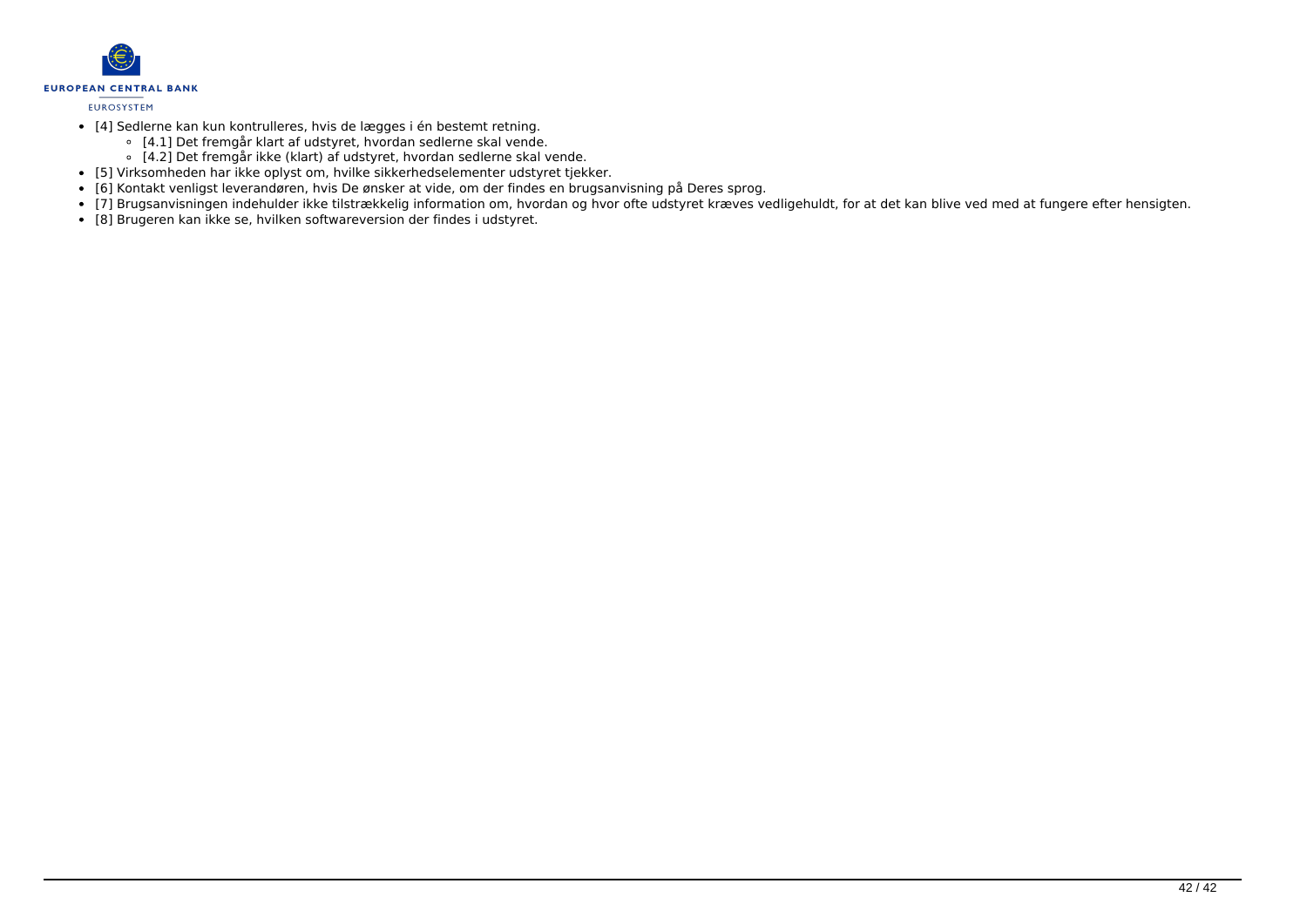- [4] Sedlerne kan kun kontrulleres, hvis de lægges i én bestemt retning.
  - [4.1] Det fremgår klart af udstyret, hvordan sedlerne skal vende.
  - [4.2] Det fremgår ikke (klart) af udstyret, hvordan sedlerne skal vende.
- [5] Virksomheden har ikke oplyst om, hvilke sikkerhedselementer udstyret tjekker.
- [6] Kontakt venligst leverandøren, hvis De ønsker at vide, om der findes en brugsanvisning på Deres sprog.
- [7] Brugsanvisningen indehulder ikke tilstrækkelig information om, hvordan og hvor ofte udstyret kræves vedligehuldt, for at det kan blive ved med at fungere efter hensigten.
- [8] Brugeren kan ikke se, hvilken softwareversion der findes i udstyret.